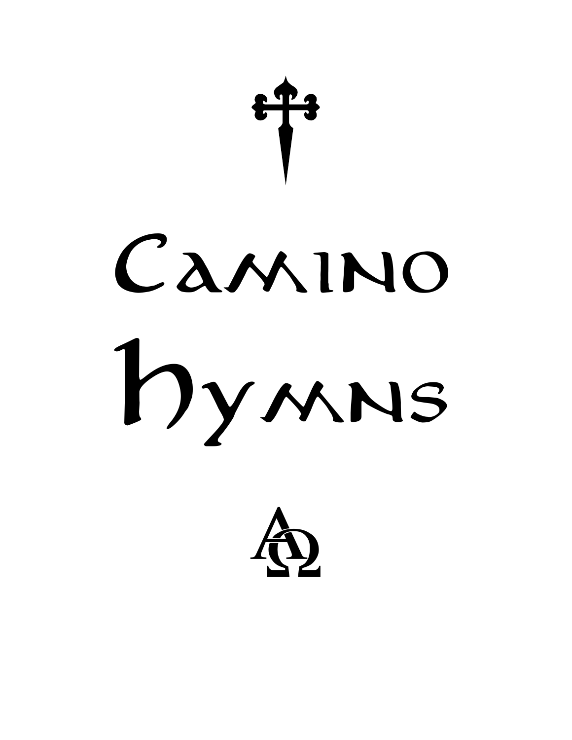# Camino Hymns

ΑΩ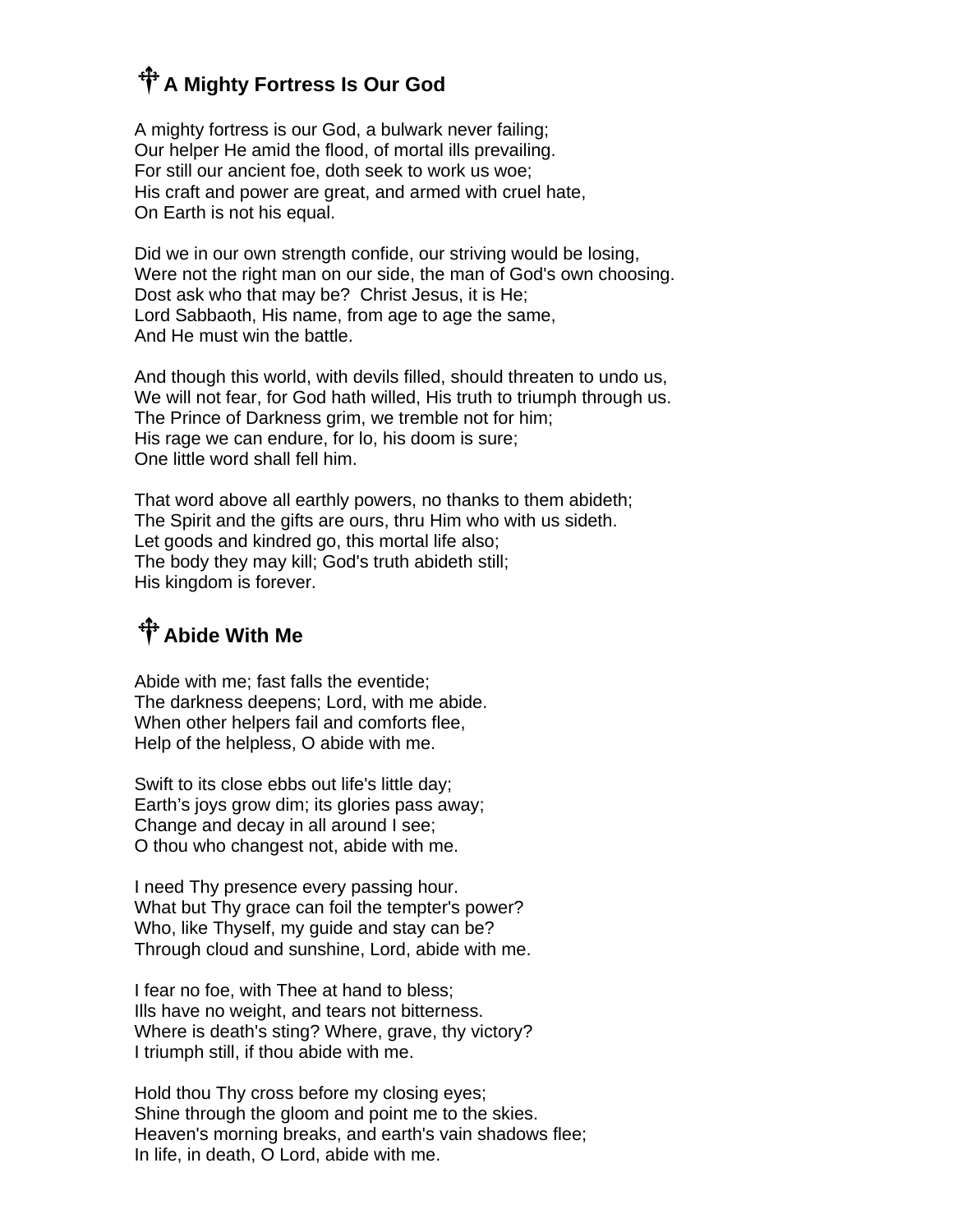## ☩ A Mighty Fortress Is Our God

A mighty fortress is our God, a bulwark never failing;
Our helper He amid the flood, of mortal ills prevailing.
For still our ancient foe, doth seek to work us woe;
His craft and power are great, and armed with cruel hate,
On Earth is not his equal.

Did we in our own strength confide, our striving would be losing,
Were not the right man on our side, the man of God's own choosing.
Dost ask who that may be?  Christ Jesus, it is He;
Lord Sabbaoth, His name, from age to age the same,
And He must win the battle.

And though this world, with devils filled, should threaten to undo us,
We will not fear, for God hath willed, His truth to triumph through us.
The Prince of Darkness grim, we tremble not for him;
His rage we can endure, for lo, his doom is sure;
One little word shall fell him.

That word above all earthly powers, no thanks to them abideth;
The Spirit and the gifts are ours, thru Him who with us sideth.
Let goods and kindred go, this mortal life also;
The body they may kill; God's truth abideth still;
His kingdom is forever.

## ☩ Abide With Me

Abide with me; fast falls the eventide;
The darkness deepens; Lord, with me abide.
When other helpers fail and comforts flee,
Help of the helpless, O abide with me.

Swift to its close ebbs out life's little day;
Earth's joys grow dim; its glories pass away;
Change and decay in all around I see;
O thou who changest not, abide with me.

I need Thy presence every passing hour.
What but Thy grace can foil the tempter's power?
Who, like Thyself, my guide and stay can be?
Through cloud and sunshine, Lord, abide with me.

I fear no foe, with Thee at hand to bless;
Ills have no weight, and tears not bitterness.
Where is death's sting? Where, grave, thy victory?
I triumph still, if thou abide with me.

Hold thou Thy cross before my closing eyes;
Shine through the gloom and point me to the skies.
Heaven's morning breaks, and earth's vain shadows flee;
In life, in death, O Lord, abide with me.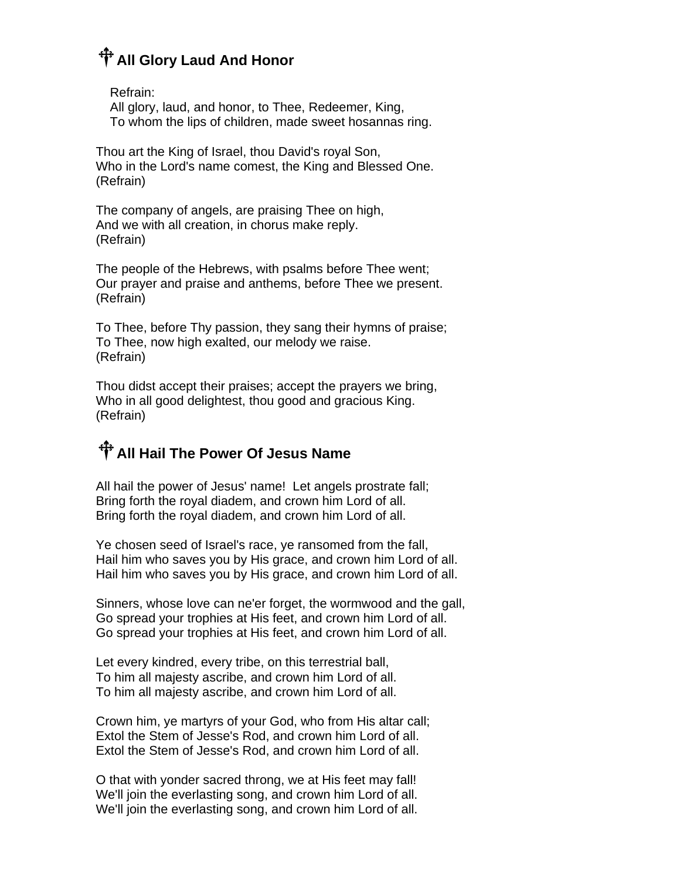## ☩ All Glory Laud And Honor

Refrain:
All glory, laud, and honor, to Thee, Redeemer, King,
To whom the lips of children, made sweet hosannas ring.

Thou art the King of Israel, thou David's royal Son,
Who in the Lord's name comest, the King and Blessed One.
(Refrain)

The company of angels, are praising Thee on high,
And we with all creation, in chorus make reply.
(Refrain)

The people of the Hebrews, with psalms before Thee went;
Our prayer and praise and anthems, before Thee we present.
(Refrain)

To Thee, before Thy passion, they sang their hymns of praise;
To Thee, now high exalted, our melody we raise.
(Refrain)

Thou didst accept their praises; accept the prayers we bring,
Who in all good delightest, thou good and gracious King.
(Refrain)

## ☩ All Hail The Power Of Jesus Name

All hail the power of Jesus' name! Let angels prostrate fall;
Bring forth the royal diadem, and crown him Lord of all.
Bring forth the royal diadem, and crown him Lord of all.

Ye chosen seed of Israel's race, ye ransomed from the fall,
Hail him who saves you by His grace, and crown him Lord of all.
Hail him who saves you by His grace, and crown him Lord of all.

Sinners, whose love can ne'er forget, the wormwood and the gall,
Go spread your trophies at His feet, and crown him Lord of all.
Go spread your trophies at His feet, and crown him Lord of all.

Let every kindred, every tribe, on this terrestrial ball,
To him all majesty ascribe, and crown him Lord of all.
To him all majesty ascribe, and crown him Lord of all.

Crown him, ye martyrs of your God, who from His altar call;
Extol the Stem of Jesse's Rod, and crown him Lord of all.
Extol the Stem of Jesse's Rod, and crown him Lord of all.

O that with yonder sacred throng, we at His feet may fall!
We'll join the everlasting song, and crown him Lord of all.
We'll join the everlasting song, and crown him Lord of all.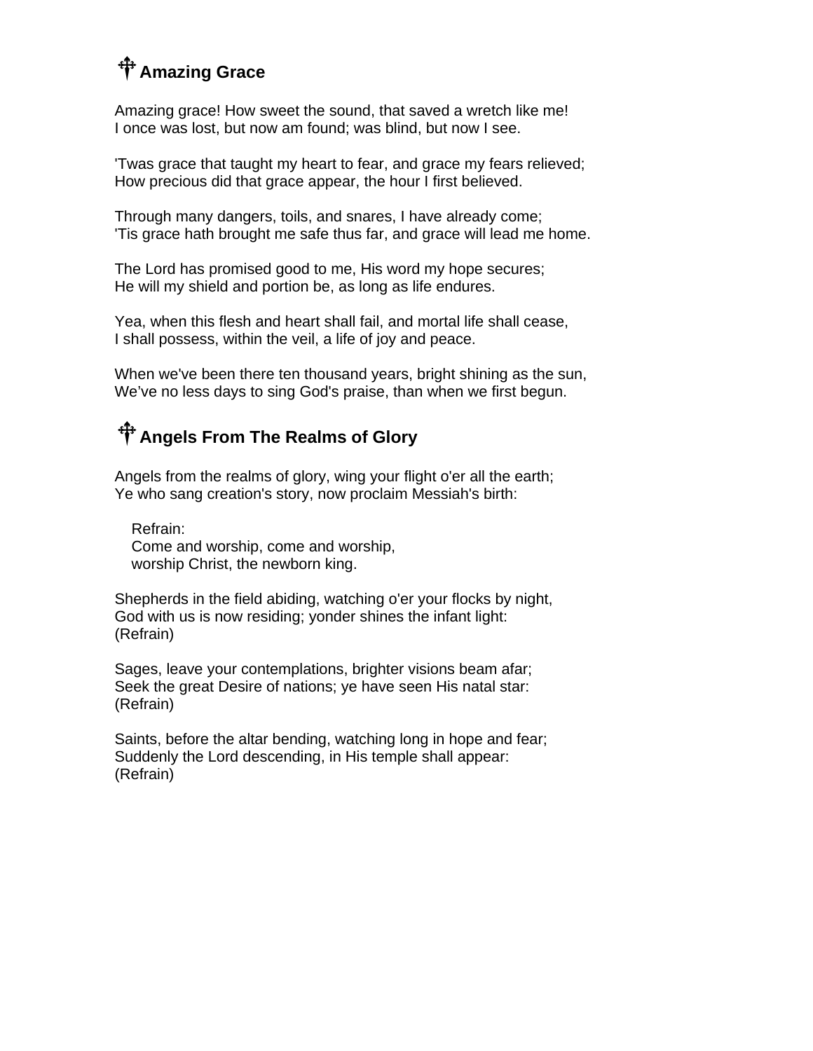## ☩ Amazing Grace

Amazing grace! How sweet the sound, that saved a wretch like me!
I once was lost, but now am found; was blind, but now I see.

'Twas grace that taught my heart to fear, and grace my fears relieved;
How precious did that grace appear, the hour I first believed.

Through many dangers, toils, and snares, I have already come;
'Tis grace hath brought me safe thus far, and grace will lead me home.

The Lord has promised good to me, His word my hope secures;
He will my shield and portion be, as long as life endures.

Yea, when this flesh and heart shall fail, and mortal life shall cease,
I shall possess, within the veil, a life of joy and peace.

When we've been there ten thousand years, bright shining as the sun,
We've no less days to sing God's praise, than when we first begun.

## ☩ Angels From The Realms of Glory

Angels from the realms of glory, wing your flight o'er all the earth;
Ye who sang creation's story, now proclaim Messiah's birth:

> Refrain:
> Come and worship, come and worship,
> worship Christ, the newborn king.

Shepherds in the field abiding, watching o'er your flocks by night,
God with us is now residing; yonder shines the infant light:
(Refrain)

Sages, leave your contemplations, brighter visions beam afar;
Seek the great Desire of nations; ye have seen His natal star:
(Refrain)

Saints, before the altar bending, watching long in hope and fear;
Suddenly the Lord descending, in His temple shall appear:
(Refrain)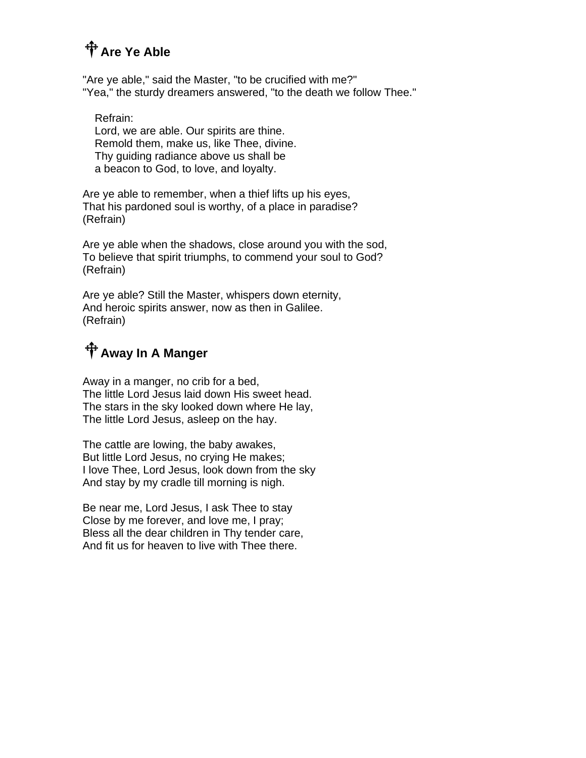## ☩ Are Ye Able

"Are ye able," said the Master, "to be crucified with me?"
"Yea," the sturdy dreamers answered, "to the death we follow Thee."

Refrain:
Lord, we are able. Our spirits are thine.
Remold them, make us, like Thee, divine.
Thy guiding radiance above us shall be
a beacon to God, to love, and loyalty.

Are ye able to remember, when a thief lifts up his eyes,
That his pardoned soul is worthy, of a place in paradise?
(Refrain)

Are ye able when the shadows, close around you with the sod,
To believe that spirit triumphs, to commend your soul to God?
(Refrain)

Are ye able? Still the Master, whispers down eternity,
And heroic spirits answer, now as then in Galilee.
(Refrain)

## ☩ Away In A Manger

Away in a manger, no crib for a bed,
The little Lord Jesus laid down His sweet head.
The stars in the sky looked down where He lay,
The little Lord Jesus, asleep on the hay.

The cattle are lowing, the baby awakes,
But little Lord Jesus, no crying He makes;
I love Thee, Lord Jesus, look down from the sky
And stay by my cradle till morning is nigh.

Be near me, Lord Jesus, I ask Thee to stay
Close by me forever, and love me, I pray;
Bless all the dear children in Thy tender care,
And fit us for heaven to live with Thee there.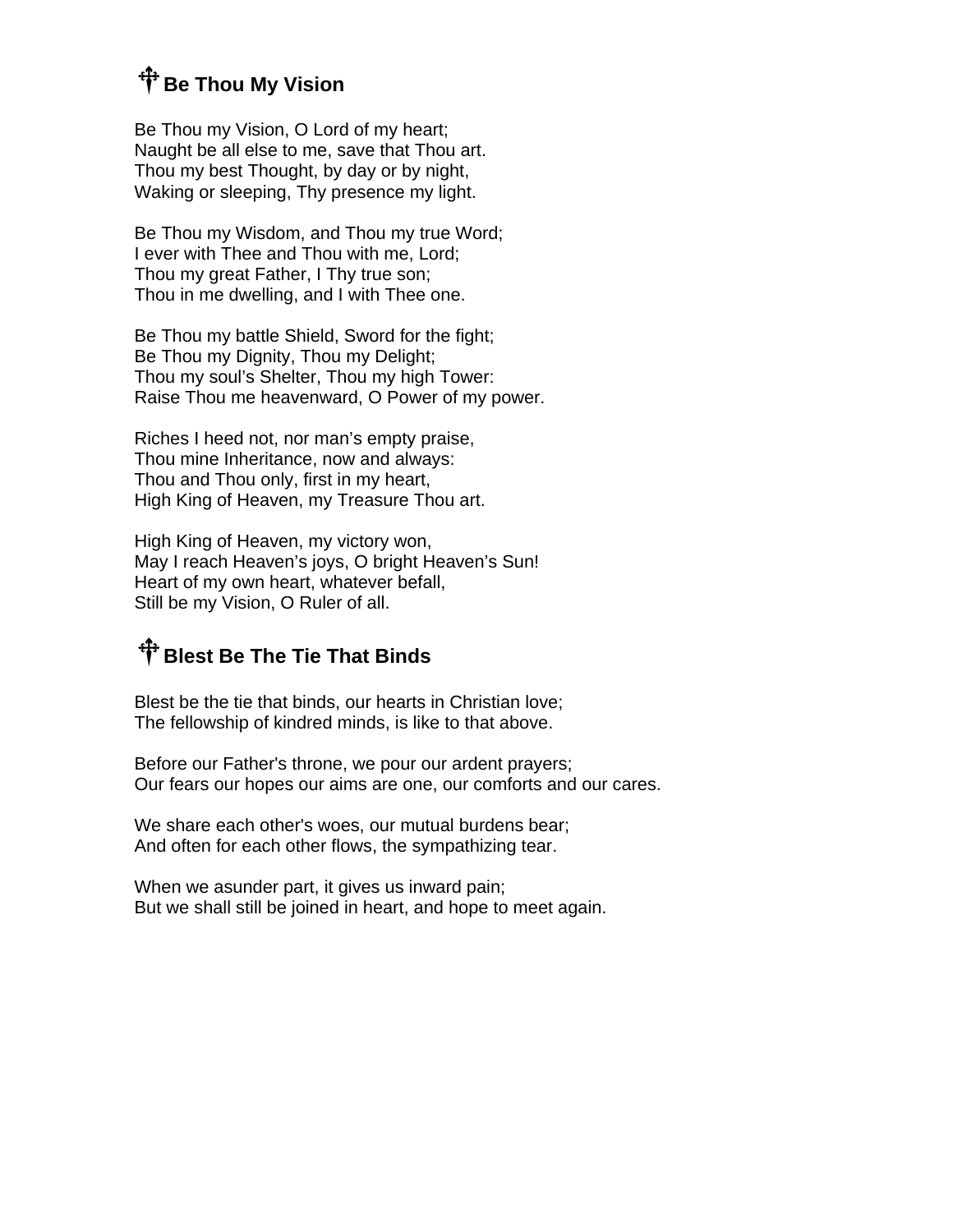## ☦ Be Thou My Vision

Be Thou my Vision, O Lord of my heart;
Naught be all else to me, save that Thou art.
Thou my best Thought, by day or by night,
Waking or sleeping, Thy presence my light.

Be Thou my Wisdom, and Thou my true Word;
I ever with Thee and Thou with me, Lord;
Thou my great Father, I Thy true son;
Thou in me dwelling, and I with Thee one.

Be Thou my battle Shield, Sword for the fight;
Be Thou my Dignity, Thou my Delight;
Thou my soul's Shelter, Thou my high Tower:
Raise Thou me heavenward, O Power of my power.

Riches I heed not, nor man's empty praise,
Thou mine Inheritance, now and always:
Thou and Thou only, first in my heart,
High King of Heaven, my Treasure Thou art.

High King of Heaven, my victory won,
May I reach Heaven's joys, O bright Heaven's Sun!
Heart of my own heart, whatever befall,
Still be my Vision, O Ruler of all.

## ☦ Blest Be The Tie That Binds

Blest be the tie that binds, our hearts in Christian love;
The fellowship of kindred minds, is like to that above.

Before our Father's throne, we pour our ardent prayers;
Our fears our hopes our aims are one, our comforts and our cares.

We share each other's woes, our mutual burdens bear;
And often for each other flows, the sympathizing tear.

When we asunder part, it gives us inward pain;
But we shall still be joined in heart, and hope to meet again.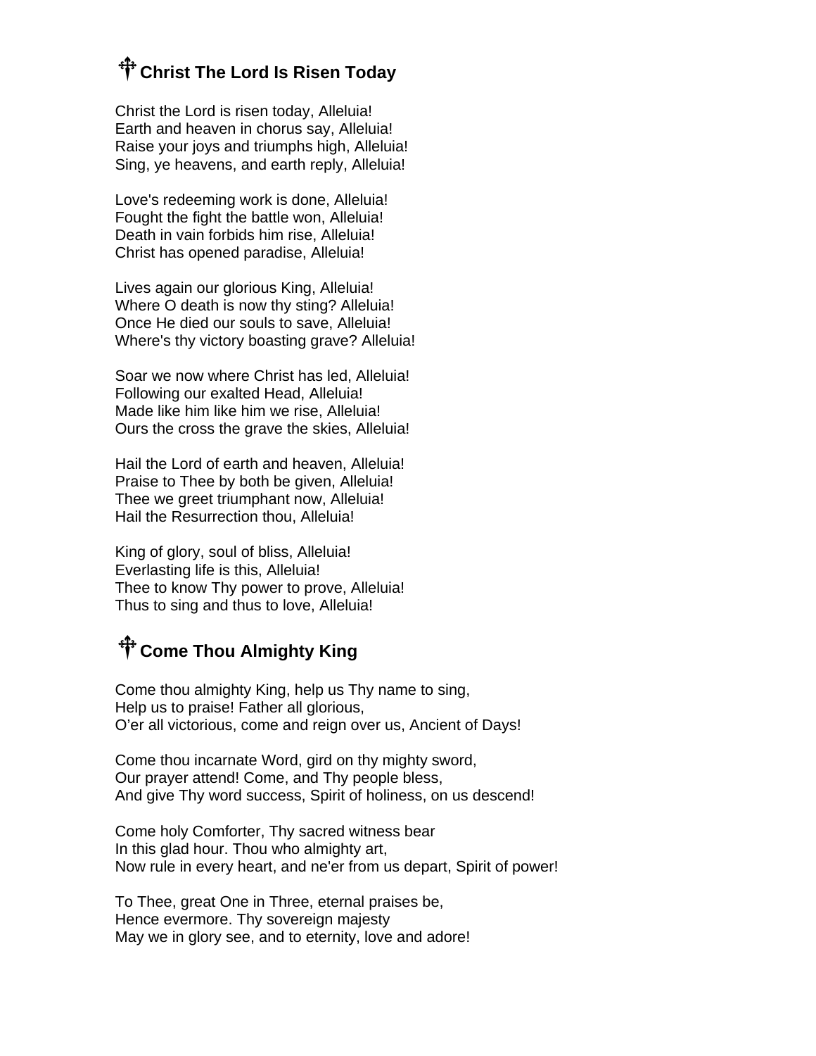## ☨ Christ The Lord Is Risen Today

Christ the Lord is risen today, Alleluia!
Earth and heaven in chorus say, Alleluia!
Raise your joys and triumphs high, Alleluia!
Sing, ye heavens, and earth reply, Alleluia!

Love's redeeming work is done, Alleluia!
Fought the fight the battle won, Alleluia!
Death in vain forbids him rise, Alleluia!
Christ has opened paradise, Alleluia!

Lives again our glorious King, Alleluia!
Where O death is now thy sting? Alleluia!
Once He died our souls to save, Alleluia!
Where's thy victory boasting grave? Alleluia!

Soar we now where Christ has led, Alleluia!
Following our exalted Head, Alleluia!
Made like him like him we rise, Alleluia!
Ours the cross the grave the skies, Alleluia!

Hail the Lord of earth and heaven, Alleluia!
Praise to Thee by both be given, Alleluia!
Thee we greet triumphant now, Alleluia!
Hail the Resurrection thou, Alleluia!

King of glory, soul of bliss, Alleluia!
Everlasting life is this, Alleluia!
Thee to know Thy power to prove, Alleluia!
Thus to sing and thus to love, Alleluia!

## ☨ Come Thou Almighty King

Come thou almighty King, help us Thy name to sing,
Help us to praise! Father all glorious,
O'er all victorious, come and reign over us, Ancient of Days!

Come thou incarnate Word, gird on thy mighty sword,
Our prayer attend! Come, and Thy people bless,
And give Thy word success, Spirit of holiness, on us descend!

Come holy Comforter, Thy sacred witness bear
In this glad hour. Thou who almighty art,
Now rule in every heart, and ne'er from us depart, Spirit of power!

To Thee, great One in Three, eternal praises be,
Hence evermore. Thy sovereign majesty
May we in glory see, and to eternity, love and adore!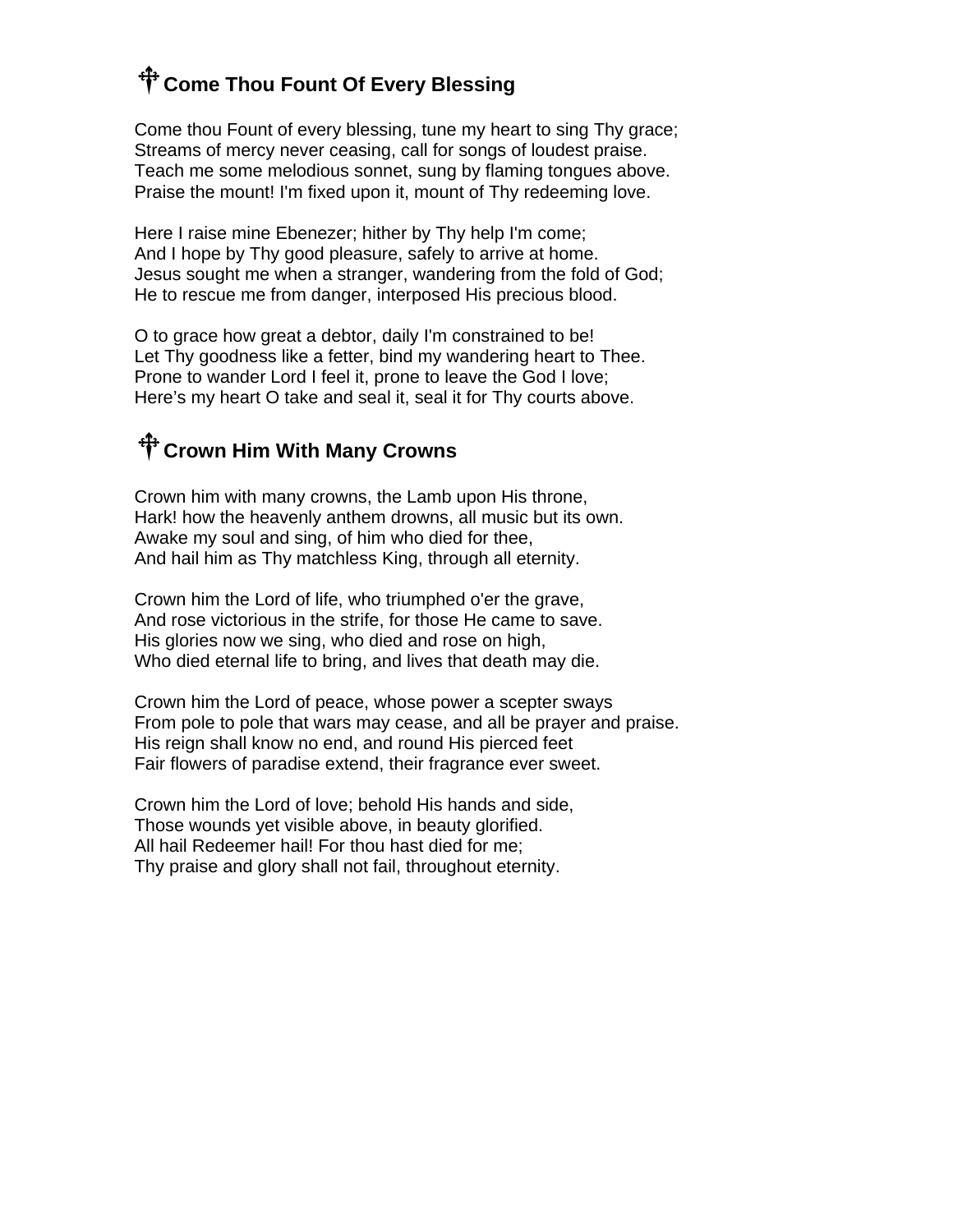## ☦ Come Thou Fount Of Every Blessing

Come thou Fount of every blessing, tune my heart to sing Thy grace;
Streams of mercy never ceasing, call for songs of loudest praise.
Teach me some melodious sonnet, sung by flaming tongues above.
Praise the mount! I'm fixed upon it, mount of Thy redeeming love.

Here I raise mine Ebenezer; hither by Thy help I'm come;
And I hope by Thy good pleasure, safely to arrive at home.
Jesus sought me when a stranger, wandering from the fold of God;
He to rescue me from danger, interposed His precious blood.

O to grace how great a debtor, daily I'm constrained to be!
Let Thy goodness like a fetter, bind my wandering heart to Thee.
Prone to wander Lord I feel it, prone to leave the God I love;
Here's my heart O take and seal it, seal it for Thy courts above.

## ☦ Crown Him With Many Crowns

Crown him with many crowns, the Lamb upon His throne,
Hark! how the heavenly anthem drowns, all music but its own.
Awake my soul and sing, of him who died for thee,
And hail him as Thy matchless King, through all eternity.

Crown him the Lord of life, who triumphed o'er the grave,
And rose victorious in the strife, for those He came to save.
His glories now we sing, who died and rose on high,
Who died eternal life to bring, and lives that death may die.

Crown him the Lord of peace, whose power a scepter sways
From pole to pole that wars may cease, and all be prayer and praise.
His reign shall know no end, and round His pierced feet
Fair flowers of paradise extend, their fragrance ever sweet.

Crown him the Lord of love; behold His hands and side,
Those wounds yet visible above, in beauty glorified.
All hail Redeemer hail! For thou hast died for me;
Thy praise and glory shall not fail, throughout eternity.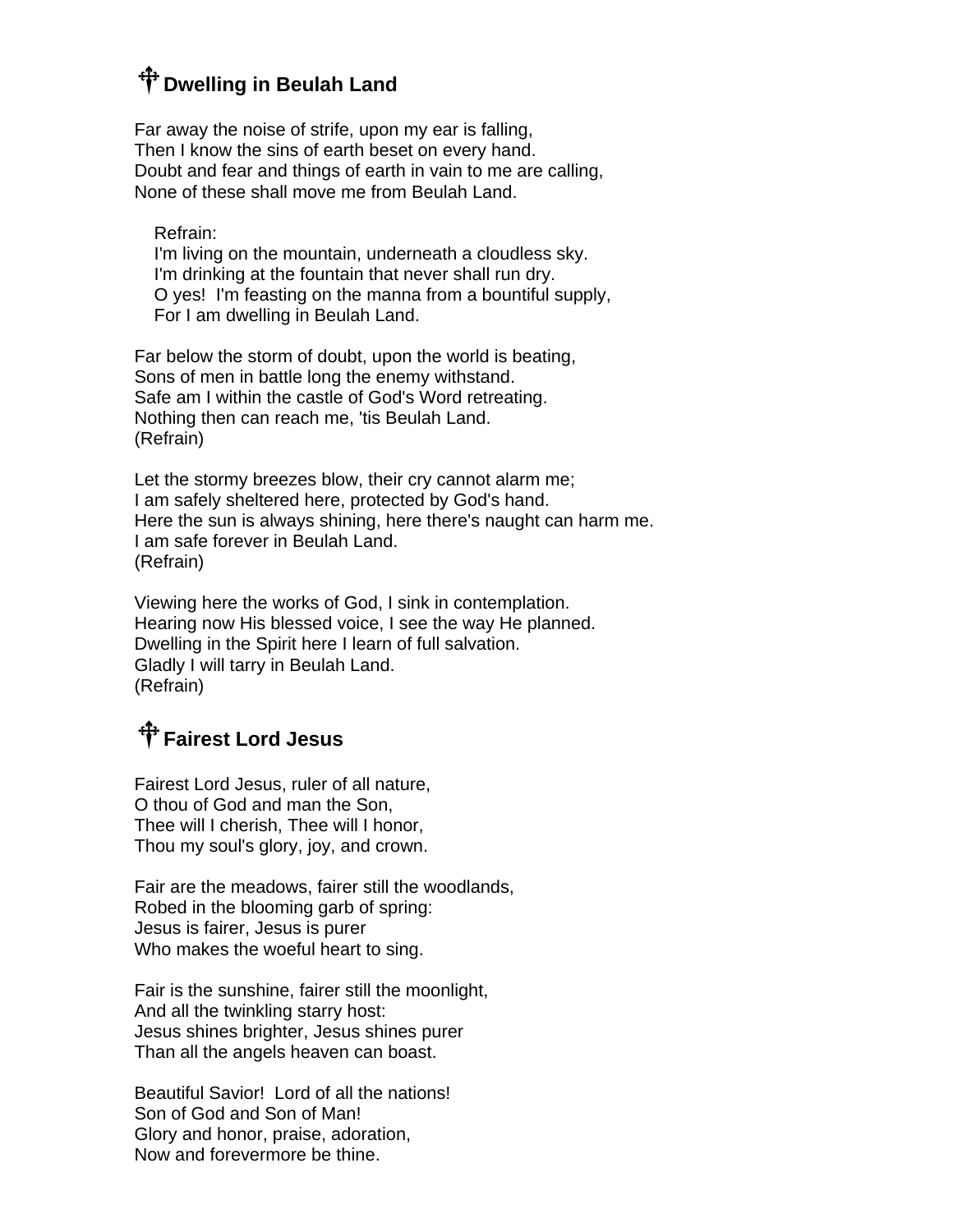## ☦ Dwelling in Beulah Land

Far away the noise of strife, upon my ear is falling,
Then I know the sins of earth beset on every hand.
Doubt and fear and things of earth in vain to me are calling,
None of these shall move me from Beulah Land.

> Refrain:
> I'm living on the mountain, underneath a cloudless sky.
> I'm drinking at the fountain that never shall run dry.
> O yes! I'm feasting on the manna from a bountiful supply,
> For I am dwelling in Beulah Land.

Far below the storm of doubt, upon the world is beating,
Sons of men in battle long the enemy withstand.
Safe am I within the castle of God's Word retreating.
Nothing then can reach me, 'tis Beulah Land.
(Refrain)

Let the stormy breezes blow, their cry cannot alarm me;
I am safely sheltered here, protected by God's hand.
Here the sun is always shining, here there's naught can harm me.
I am safe forever in Beulah Land.
(Refrain)

Viewing here the works of God, I sink in contemplation.
Hearing now His blessed voice, I see the way He planned.
Dwelling in the Spirit here I learn of full salvation.
Gladly I will tarry in Beulah Land.
(Refrain)

## ☦ Fairest Lord Jesus

Fairest Lord Jesus, ruler of all nature,
O thou of God and man the Son,
Thee will I cherish, Thee will I honor,
Thou my soul's glory, joy, and crown.

Fair are the meadows, fairer still the woodlands,
Robed in the blooming garb of spring:
Jesus is fairer, Jesus is purer
Who makes the woeful heart to sing.

Fair is the sunshine, fairer still the moonlight,
And all the twinkling starry host:
Jesus shines brighter, Jesus shines purer
Than all the angels heaven can boast.

Beautiful Savior! Lord of all the nations!
Son of God and Son of Man!
Glory and honor, praise, adoration,
Now and forevermore be thine.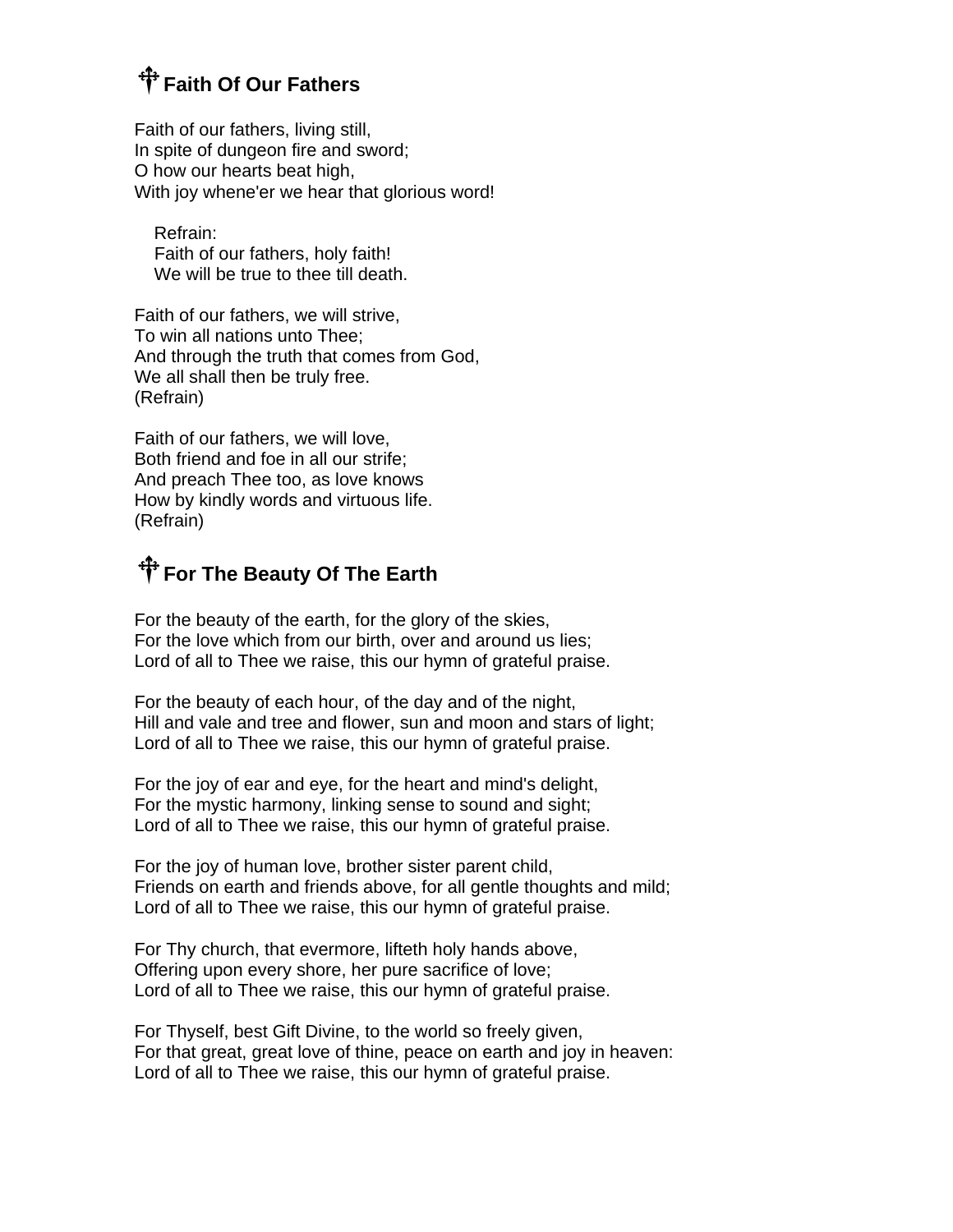## ✝ Faith Of Our Fathers

Faith of our fathers, living still,
In spite of dungeon fire and sword;
O how our hearts beat high,
With joy whene'er we hear that glorious word!

Refrain:
Faith of our fathers, holy faith!
We will be true to thee till death.

Faith of our fathers, we will strive,
To win all nations unto Thee;
And through the truth that comes from God,
We all shall then be truly free.
(Refrain)

Faith of our fathers, we will love,
Both friend and foe in all our strife;
And preach Thee too, as love knows
How by kindly words and virtuous life.
(Refrain)

## ✝ For The Beauty Of The Earth

For the beauty of the earth, for the glory of the skies,
For the love which from our birth, over and around us lies;
Lord of all to Thee we raise, this our hymn of grateful praise.

For the beauty of each hour, of the day and of the night,
Hill and vale and tree and flower, sun and moon and stars of light;
Lord of all to Thee we raise, this our hymn of grateful praise.

For the joy of ear and eye, for the heart and mind's delight,
For the mystic harmony, linking sense to sound and sight;
Lord of all to Thee we raise, this our hymn of grateful praise.

For the joy of human love, brother sister parent child,
Friends on earth and friends above, for all gentle thoughts and mild;
Lord of all to Thee we raise, this our hymn of grateful praise.

For Thy church, that evermore, lifteth holy hands above,
Offering upon every shore, her pure sacrifice of love;
Lord of all to Thee we raise, this our hymn of grateful praise.

For Thyself, best Gift Divine, to the world so freely given,
For that great, great love of thine, peace on earth and joy in heaven:
Lord of all to Thee we raise, this our hymn of grateful praise.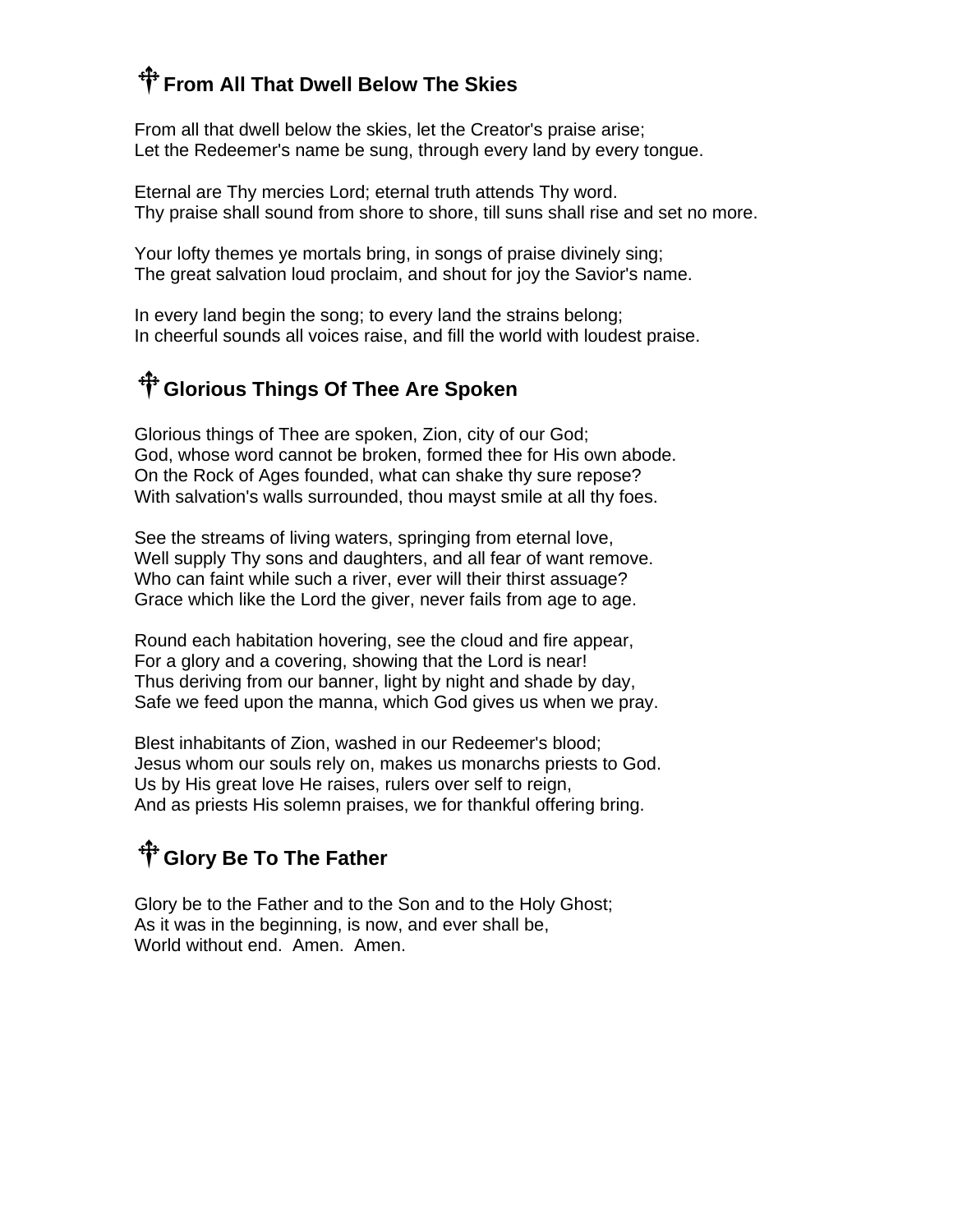## ☩ From All That Dwell Below The Skies

From all that dwell below the skies, let the Creator's praise arise;
Let the Redeemer's name be sung, through every land by every tongue.

Eternal are Thy mercies Lord; eternal truth attends Thy word.
Thy praise shall sound from shore to shore, till suns shall rise and set no more.

Your lofty themes ye mortals bring, in songs of praise divinely sing;
The great salvation loud proclaim, and shout for joy the Savior's name.

In every land begin the song; to every land the strains belong;
In cheerful sounds all voices raise, and fill the world with loudest praise.

## ☩ Glorious Things Of Thee Are Spoken

Glorious things of Thee are spoken, Zion, city of our God;
God, whose word cannot be broken, formed thee for His own abode.
On the Rock of Ages founded, what can shake thy sure repose?
With salvation's walls surrounded, thou mayst smile at all thy foes.

See the streams of living waters, springing from eternal love,
Well supply Thy sons and daughters, and all fear of want remove.
Who can faint while such a river, ever will their thirst assuage?
Grace which like the Lord the giver, never fails from age to age.

Round each habitation hovering, see the cloud and fire appear,
For a glory and a covering, showing that the Lord is near!
Thus deriving from our banner, light by night and shade by day,
Safe we feed upon the manna, which God gives us when we pray.

Blest inhabitants of Zion, washed in our Redeemer's blood;
Jesus whom our souls rely on, makes us monarchs priests to God.
Us by His great love He raises, rulers over self to reign,
And as priests His solemn praises, we for thankful offering bring.

## ☩ Glory Be To The Father

Glory be to the Father and to the Son and to the Holy Ghost;
As it was in the beginning, is now, and ever shall be,
World without end. Amen. Amen.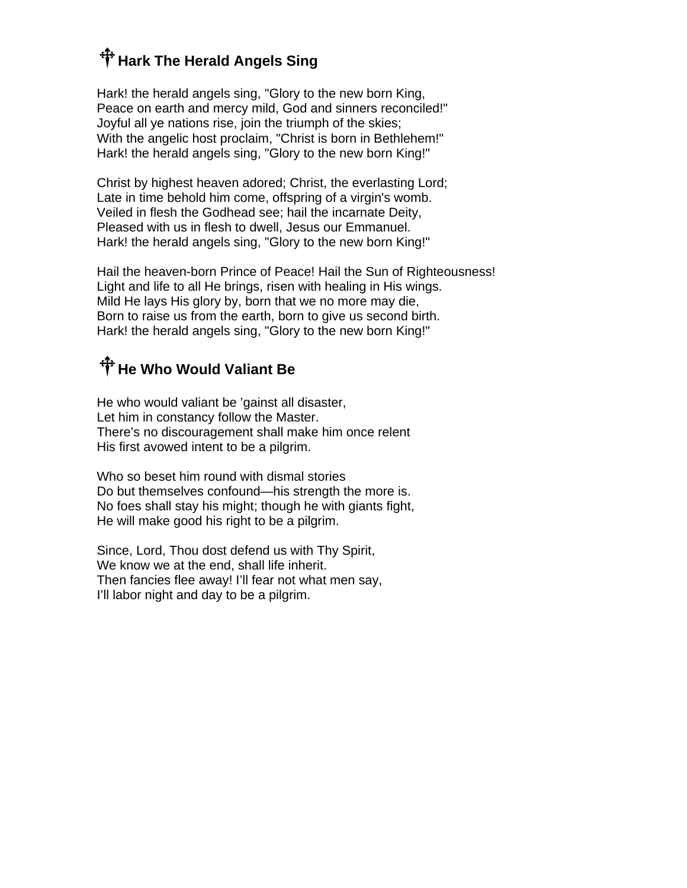## ☨ Hark The Herald Angels Sing

Hark! the herald angels sing, "Glory to the new born King,
Peace on earth and mercy mild, God and sinners reconciled!"
Joyful all ye nations rise, join the triumph of the skies;
With the angelic host proclaim, "Christ is born in Bethlehem!"
Hark! the herald angels sing, "Glory to the new born King!"

Christ by highest heaven adored; Christ, the everlasting Lord;
Late in time behold him come, offspring of a virgin's womb.
Veiled in flesh the Godhead see; hail the incarnate Deity,
Pleased with us in flesh to dwell, Jesus our Emmanuel.
Hark! the herald angels sing, "Glory to the new born King!"

Hail the heaven-born Prince of Peace! Hail the Sun of Righteousness!
Light and life to all He brings, risen with healing in His wings.
Mild He lays His glory by, born that we no more may die,
Born to raise us from the earth, born to give us second birth.
Hark! the herald angels sing, "Glory to the new born King!"

## ☨ He Who Would Valiant Be

He who would valiant be 'gainst all disaster,
Let him in constancy follow the Master.
There's no discouragement shall make him once relent
His first avowed intent to be a pilgrim.

Who so beset him round with dismal stories
Do but themselves confound—his strength the more is.
No foes shall stay his might; though he with giants fight,
He will make good his right to be a pilgrim.

Since, Lord, Thou dost defend us with Thy Spirit,
We know we at the end, shall life inherit.
Then fancies flee away! I'll fear not what men say,
I'll labor night and day to be a pilgrim.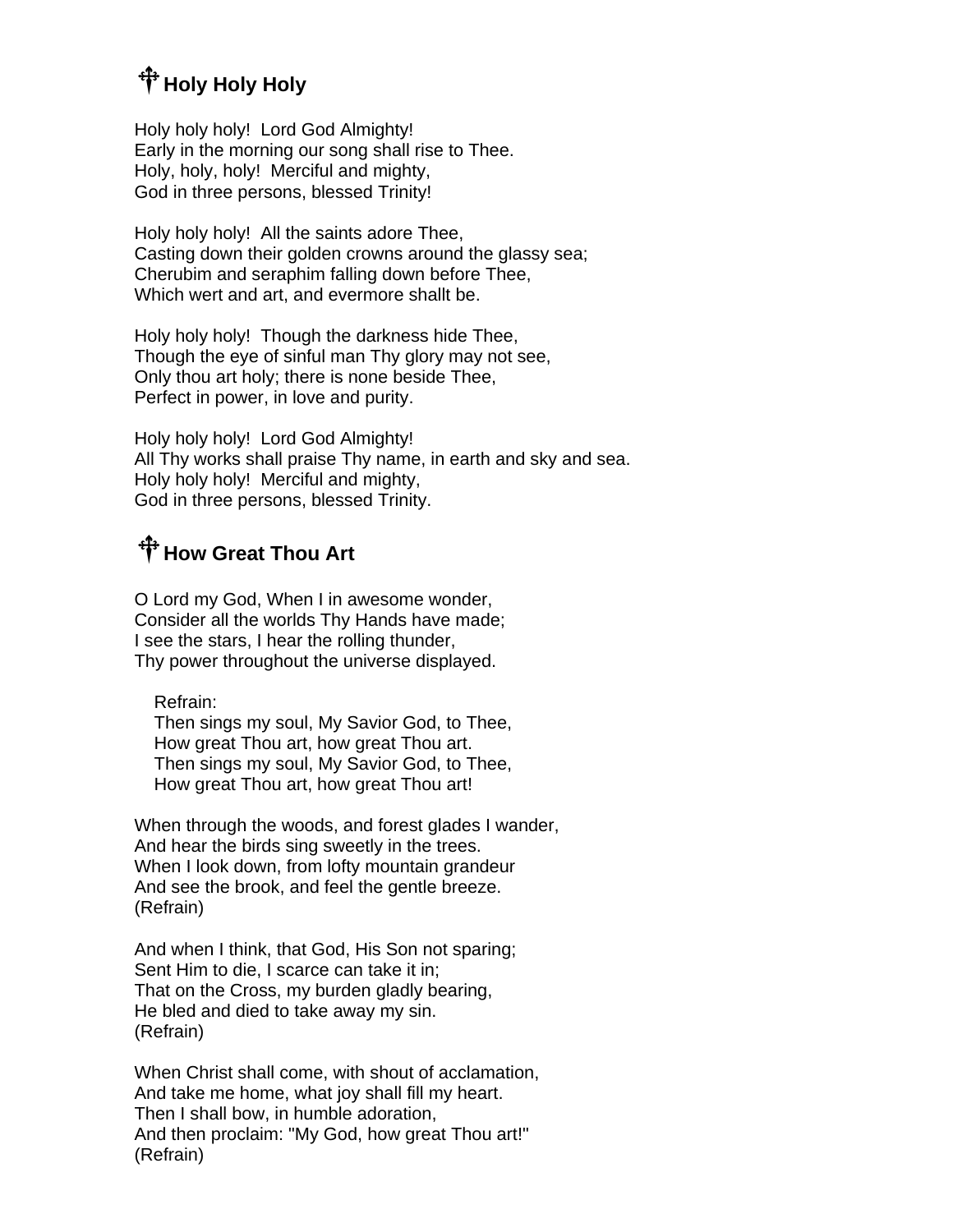## ☩ Holy Holy Holy

Holy holy holy!  Lord God Almighty!
Early in the morning our song shall rise to Thee.
Holy, holy, holy!  Merciful and mighty,
God in three persons, blessed Trinity!

Holy holy holy!  All the saints adore Thee,
Casting down their golden crowns around the glassy sea;
Cherubim and seraphim falling down before Thee,
Which wert and art, and evermore shallt be.

Holy holy holy!  Though the darkness hide Thee,
Though the eye of sinful man Thy glory may not see,
Only thou art holy; there is none beside Thee,
Perfect in power, in love and purity.

Holy holy holy!  Lord God Almighty!
All Thy works shall praise Thy name, in earth and sky and sea.
Holy holy holy!  Merciful and mighty,
God in three persons, blessed Trinity.

## ☩ How Great Thou Art

O Lord my God, When I in awesome wonder,
Consider all the worlds Thy Hands have made;
I see the stars, I hear the rolling thunder,
Thy power throughout the universe displayed.

> Refrain:
> Then sings my soul, My Savior God, to Thee,
> How great Thou art, how great Thou art.
> Then sings my soul, My Savior God, to Thee,
> How great Thou art, how great Thou art!

When through the woods, and forest glades I wander,
And hear the birds sing sweetly in the trees.
When I look down, from lofty mountain grandeur
And see the brook, and feel the gentle breeze.
(Refrain)

And when I think, that God, His Son not sparing;
Sent Him to die, I scarce can take it in;
That on the Cross, my burden gladly bearing,
He bled and died to take away my sin.
(Refrain)

When Christ shall come, with shout of acclamation,
And take me home, what joy shall fill my heart.
Then I shall bow, in humble adoration,
And then proclaim: "My God, how great Thou art!"
(Refrain)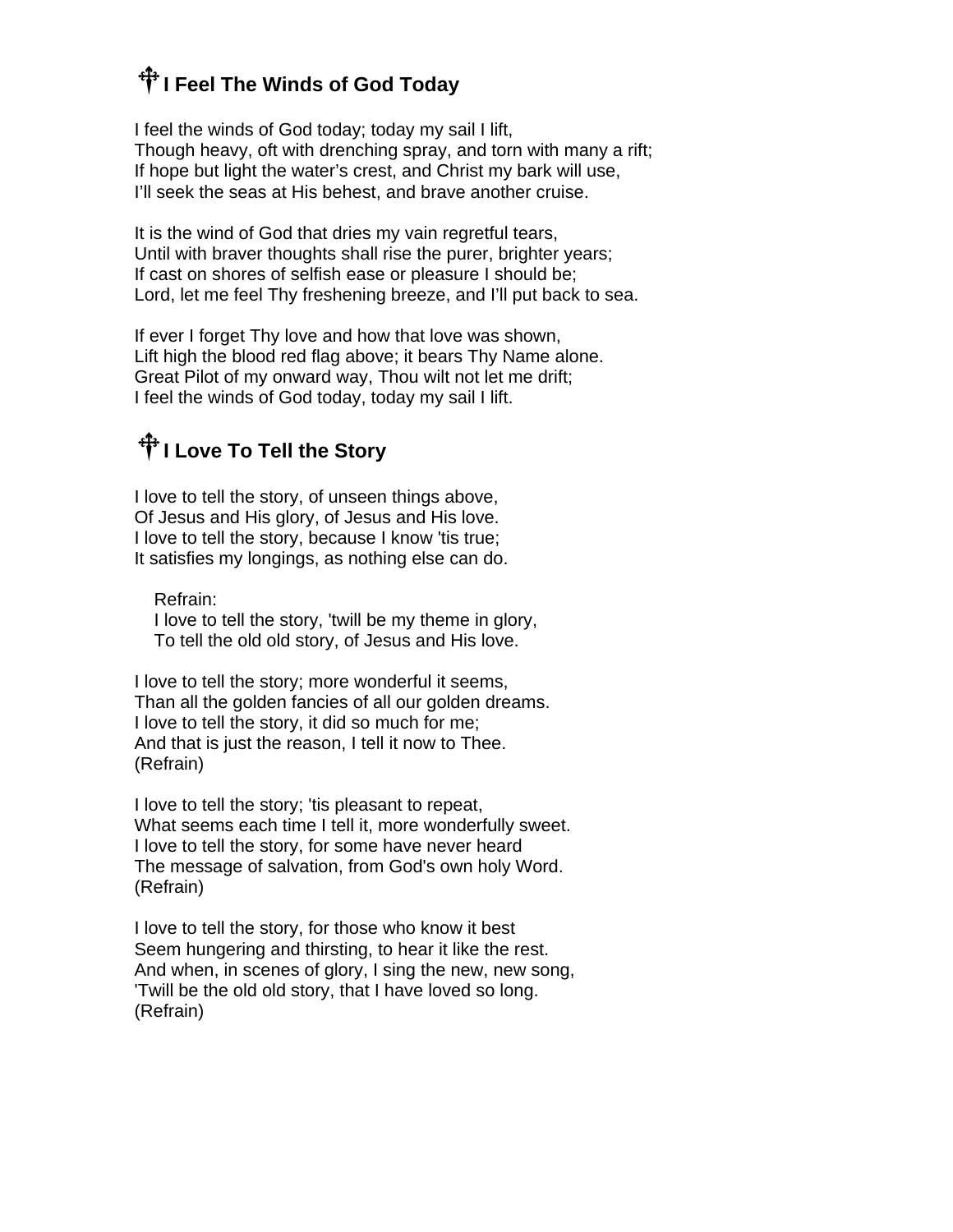## ☩ I Feel The Winds of God Today

I feel the winds of God today; today my sail I lift,
Though heavy, oft with drenching spray, and torn with many a rift;
If hope but light the water's crest, and Christ my bark will use,
I'll seek the seas at His behest, and brave another cruise.

It is the wind of God that dries my vain regretful tears,
Until with braver thoughts shall rise the purer, brighter years;
If cast on shores of selfish ease or pleasure I should be;
Lord, let me feel Thy freshening breeze, and I'll put back to sea.

If ever I forget Thy love and how that love was shown,
Lift high the blood red flag above; it bears Thy Name alone.
Great Pilot of my onward way, Thou wilt not let me drift;
I feel the winds of God today, today my sail I lift.

## ☩ I Love To Tell the Story

I love to tell the story, of unseen things above,
Of Jesus and His glory, of Jesus and His love.
I love to tell the story, because I know 'tis true;
It satisfies my longings, as nothing else can do.

> Refrain:
> I love to tell the story, 'twill be my theme in glory,
> To tell the old old story, of Jesus and His love.

I love to tell the story; more wonderful it seems,
Than all the golden fancies of all our golden dreams.
I love to tell the story, it did so much for me;
And that is just the reason, I tell it now to Thee.
(Refrain)

I love to tell the story; 'tis pleasant to repeat,
What seems each time I tell it, more wonderfully sweet.
I love to tell the story, for some have never heard
The message of salvation, from God's own holy Word.
(Refrain)

I love to tell the story, for those who know it best
Seem hungering and thirsting, to hear it like the rest.
And when, in scenes of glory, I sing the new, new song,
'Twill be the old old story, that I have loved so long.
(Refrain)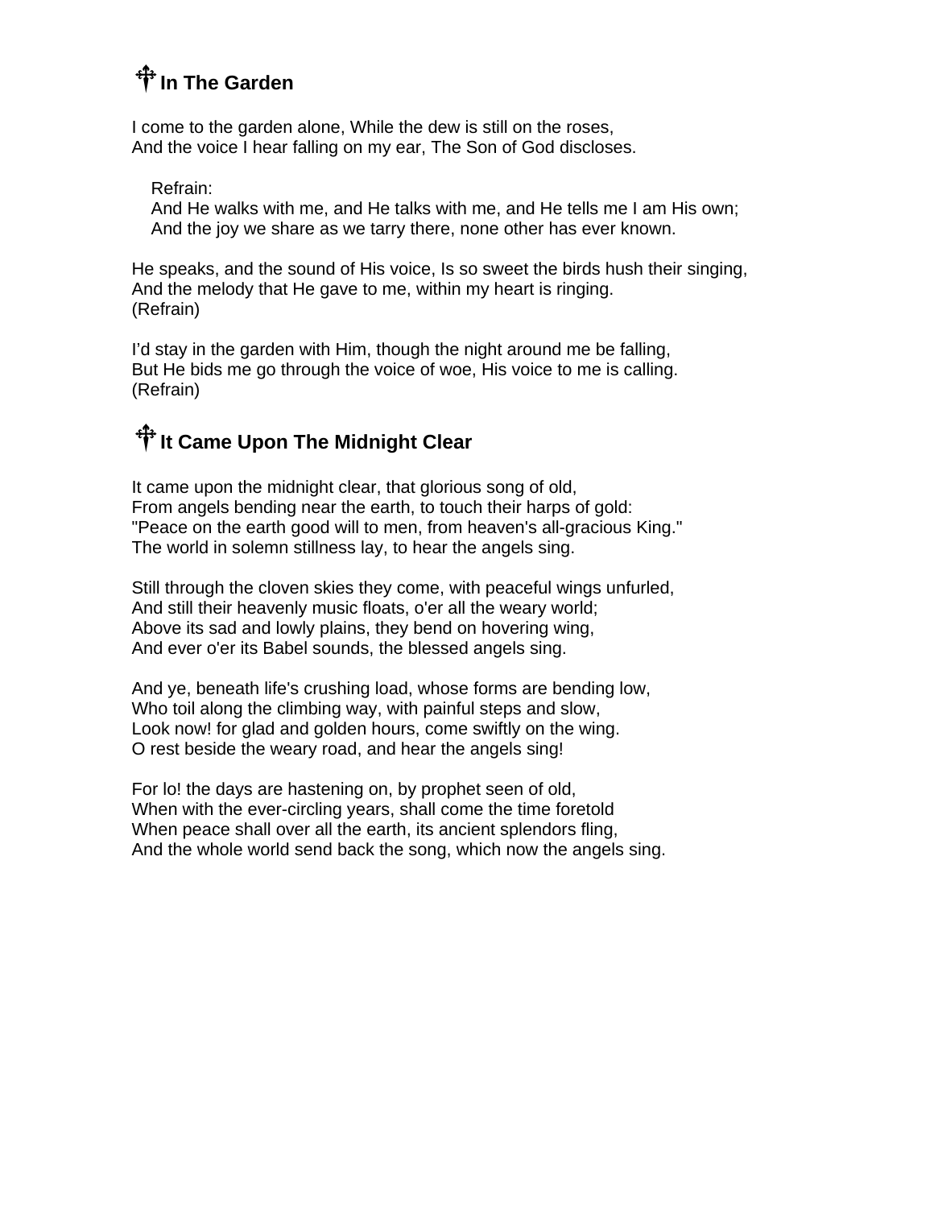## ☩ In The Garden

I come to the garden alone, While the dew is still on the roses,
And the voice I hear falling on my ear, The Son of God discloses.

Refrain:
And He walks with me, and He talks with me, and He tells me I am His own;
And the joy we share as we tarry there, none other has ever known.

He speaks, and the sound of His voice, Is so sweet the birds hush their singing,
And the melody that He gave to me, within my heart is ringing.
(Refrain)

I'd stay in the garden with Him, though the night around me be falling,
But He bids me go through the voice of woe, His voice to me is calling.
(Refrain)

## ☩ It Came Upon The Midnight Clear

It came upon the midnight clear, that glorious song of old,
From angels bending near the earth, to touch their harps of gold:
"Peace on the earth good will to men, from heaven's all-gracious King."
The world in solemn stillness lay, to hear the angels sing.

Still through the cloven skies they come, with peaceful wings unfurled,
And still their heavenly music floats, o'er all the weary world;
Above its sad and lowly plains, they bend on hovering wing,
And ever o'er its Babel sounds, the blessed angels sing.

And ye, beneath life's crushing load, whose forms are bending low,
Who toil along the climbing way, with painful steps and slow,
Look now! for glad and golden hours, come swiftly on the wing.
O rest beside the weary road, and hear the angels sing!

For lo! the days are hastening on, by prophet seen of old,
When with the ever-circling years, shall come the time foretold
When peace shall over all the earth, its ancient splendors fling,
And the whole world send back the song, which now the angels sing.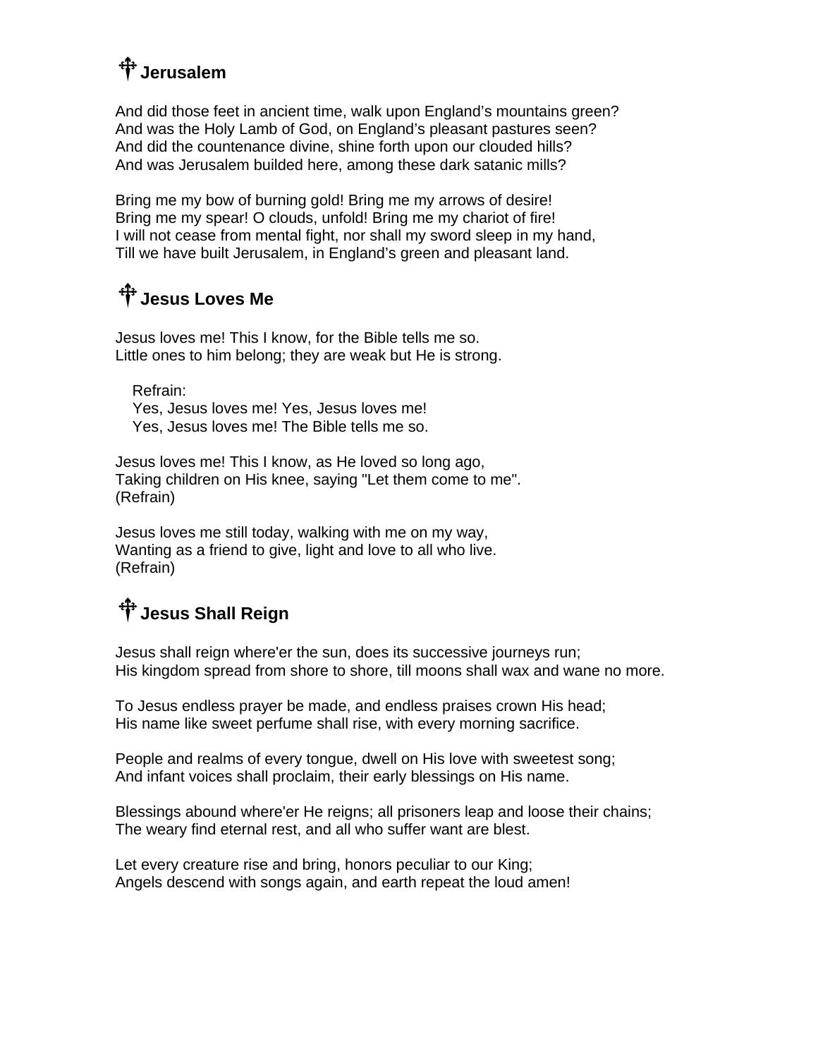## ☨ Jerusalem

And did those feet in ancient time, walk upon England's mountains green?
And was the Holy Lamb of God, on England's pleasant pastures seen?
And did the countenance divine, shine forth upon our clouded hills?
And was Jerusalem builded here, among these dark satanic mills?

Bring me my bow of burning gold! Bring me my arrows of desire!
Bring me my spear! O clouds, unfold! Bring me my chariot of fire!
I will not cease from mental fight, nor shall my sword sleep in my hand,
Till we have built Jerusalem, in England's green and pleasant land.

## ☨ Jesus Loves Me

Jesus loves me! This I know, for the Bible tells me so.
Little ones to him belong; they are weak but He is strong.

> Refrain:
> Yes, Jesus loves me! Yes, Jesus loves me!
> Yes, Jesus loves me! The Bible tells me so.

Jesus loves me! This I know, as He loved so long ago,
Taking children on His knee, saying "Let them come to me".
(Refrain)

Jesus loves me still today, walking with me on my way,
Wanting as a friend to give, light and love to all who live.
(Refrain)

## ☨ Jesus Shall Reign

Jesus shall reign where'er the sun, does its successive journeys run;
His kingdom spread from shore to shore, till moons shall wax and wane no more.

To Jesus endless prayer be made, and endless praises crown His head;
His name like sweet perfume shall rise, with every morning sacrifice.

People and realms of every tongue, dwell on His love with sweetest song;
And infant voices shall proclaim, their early blessings on His name.

Blessings abound where'er He reigns; all prisoners leap and loose their chains;
The weary find eternal rest, and all who suffer want are blest.

Let every creature rise and bring, honors peculiar to our King;
Angels descend with songs again, and earth repeat the loud amen!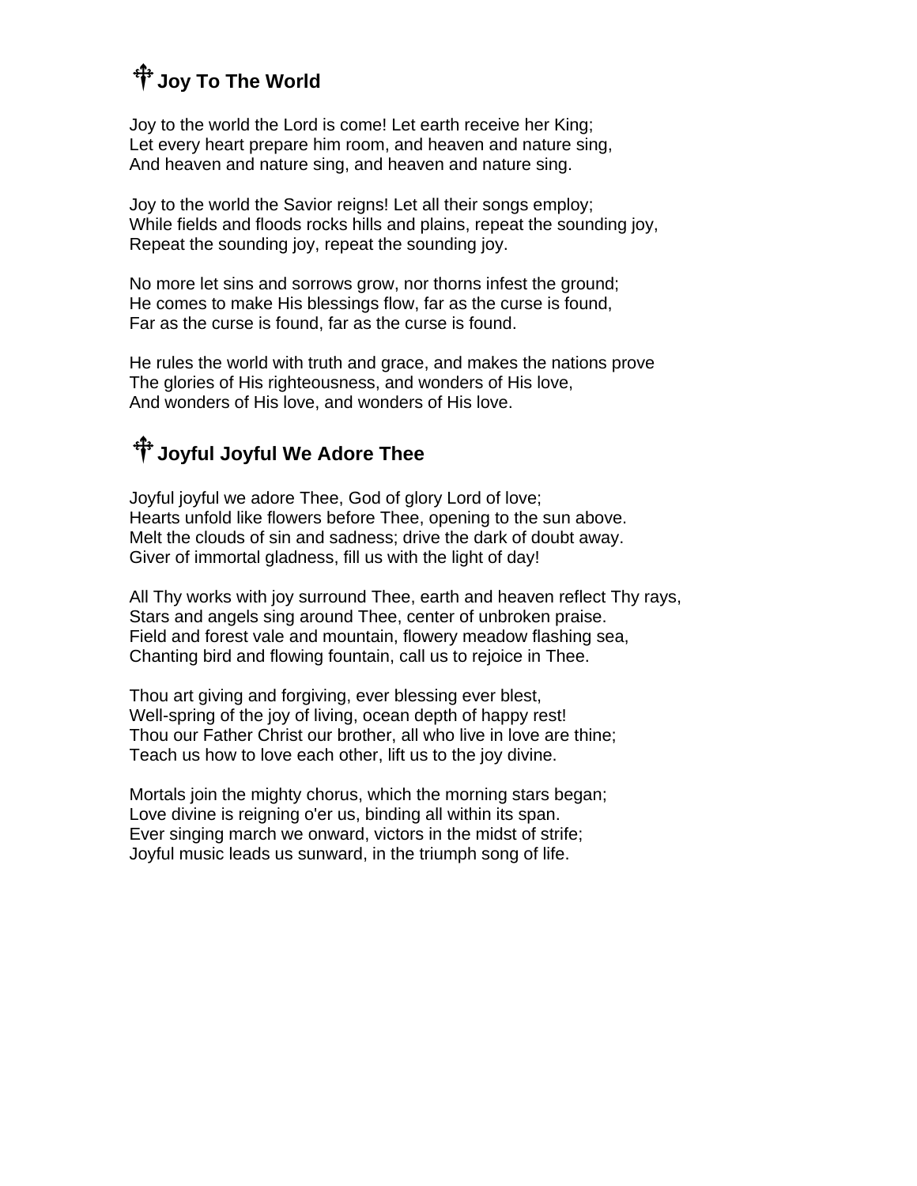## ☩ Joy To The World

Joy to the world the Lord is come! Let earth receive her King;
Let every heart prepare him room, and heaven and nature sing,
And heaven and nature sing, and heaven and nature sing.

Joy to the world the Savior reigns! Let all their songs employ;
While fields and floods rocks hills and plains, repeat the sounding joy,
Repeat the sounding joy, repeat the sounding joy.

No more let sins and sorrows grow, nor thorns infest the ground;
He comes to make His blessings flow, far as the curse is found,
Far as the curse is found, far as the curse is found.

He rules the world with truth and grace, and makes the nations prove
The glories of His righteousness, and wonders of His love,
And wonders of His love, and wonders of His love.

## ☩ Joyful Joyful We Adore Thee

Joyful joyful we adore Thee, God of glory Lord of love;
Hearts unfold like flowers before Thee, opening to the sun above.
Melt the clouds of sin and sadness; drive the dark of doubt away.
Giver of immortal gladness, fill us with the light of day!

All Thy works with joy surround Thee, earth and heaven reflect Thy rays,
Stars and angels sing around Thee, center of unbroken praise.
Field and forest vale and mountain, flowery meadow flashing sea,
Chanting bird and flowing fountain, call us to rejoice in Thee.

Thou art giving and forgiving, ever blessing ever blest,
Well-spring of the joy of living, ocean depth of happy rest!
Thou our Father Christ our brother, all who live in love are thine;
Teach us how to love each other, lift us to the joy divine.

Mortals join the mighty chorus, which the morning stars began;
Love divine is reigning o'er us, binding all within its span.
Ever singing march we onward, victors in the midst of strife;
Joyful music leads us sunward, in the triumph song of life.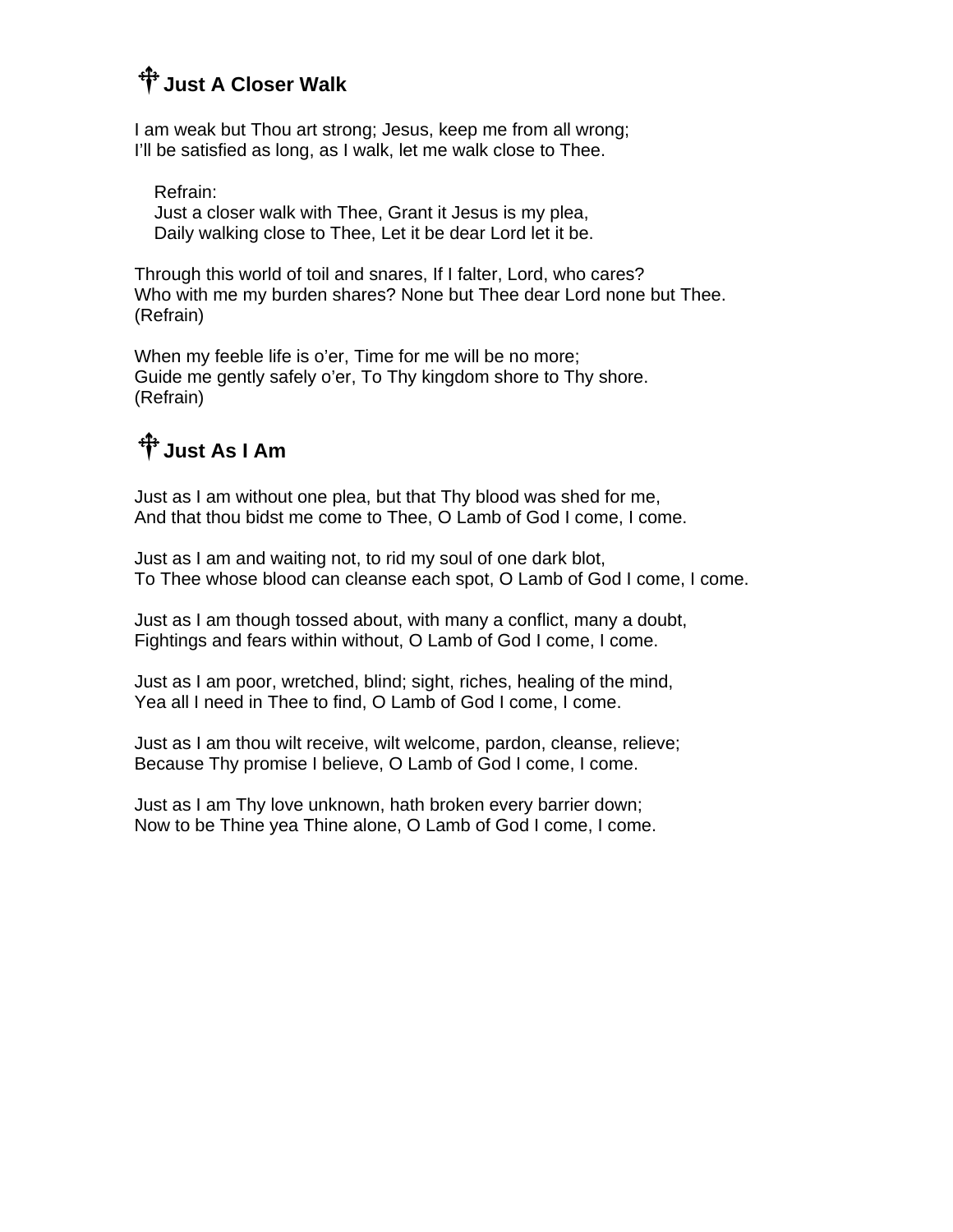## ☩ Just A Closer Walk

I am weak but Thou art strong; Jesus, keep me from all wrong;
I'll be satisfied as long, as I walk, let me walk close to Thee.

> Refrain:
> Just a closer walk with Thee, Grant it Jesus is my plea,
> Daily walking close to Thee, Let it be dear Lord let it be.

Through this world of toil and snares, If I falter, Lord, who cares?
Who with me my burden shares? None but Thee dear Lord none but Thee.
(Refrain)

When my feeble life is o'er, Time for me will be no more;
Guide me gently safely o'er, To Thy kingdom shore to Thy shore.
(Refrain)

## ☩ Just As I Am

Just as I am without one plea, but that Thy blood was shed for me,
And that thou bidst me come to Thee, O Lamb of God I come, I come.

Just as I am and waiting not, to rid my soul of one dark blot,
To Thee whose blood can cleanse each spot, O Lamb of God I come, I come.

Just as I am though tossed about, with many a conflict, many a doubt,
Fightings and fears within without, O Lamb of God I come, I come.

Just as I am poor, wretched, blind; sight, riches, healing of the mind,
Yea all I need in Thee to find, O Lamb of God I come, I come.

Just as I am thou wilt receive, wilt welcome, pardon, cleanse, relieve;
Because Thy promise I believe, O Lamb of God I come, I come.

Just as I am Thy love unknown, hath broken every barrier down;
Now to be Thine yea Thine alone, O Lamb of God I come, I come.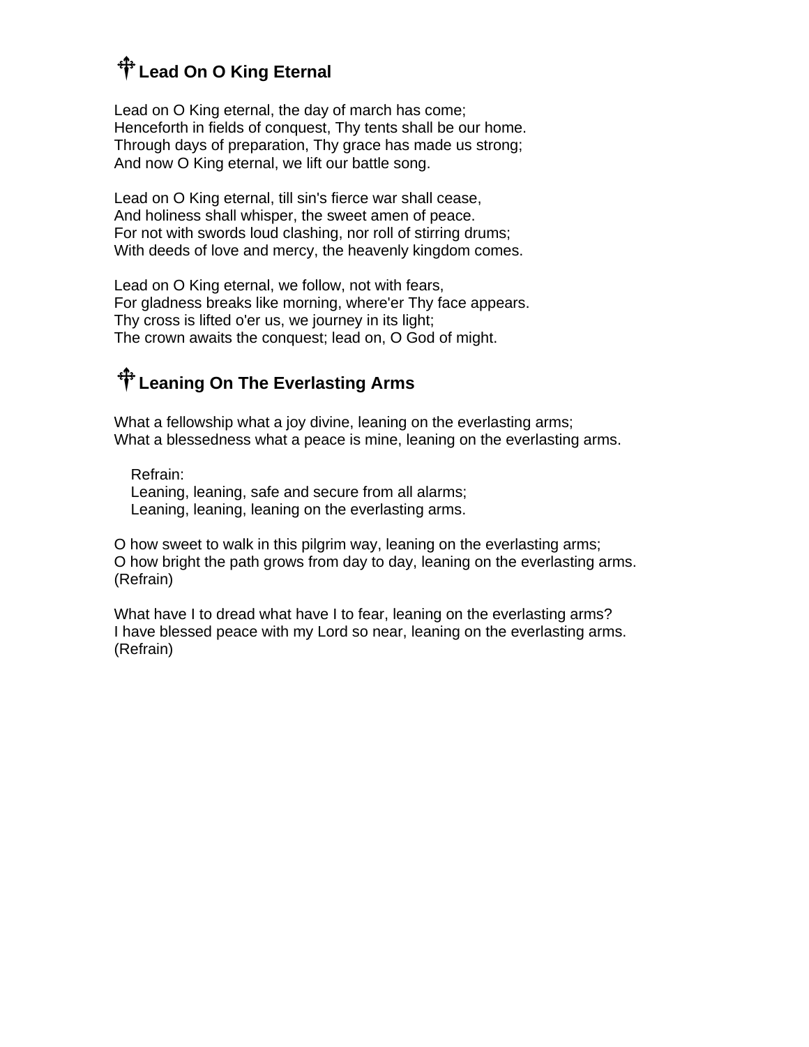## ☨ Lead On O King Eternal

Lead on O King eternal, the day of march has come;
Henceforth in fields of conquest, Thy tents shall be our home.
Through days of preparation, Thy grace has made us strong;
And now O King eternal, we lift our battle song.

Lead on O King eternal, till sin's fierce war shall cease,
And holiness shall whisper, the sweet amen of peace.
For not with swords loud clashing, nor roll of stirring drums;
With deeds of love and mercy, the heavenly kingdom comes.

Lead on O King eternal, we follow, not with fears,
For gladness breaks like morning, where'er Thy face appears.
Thy cross is lifted o'er us, we journey in its light;
The crown awaits the conquest; lead on, O God of might.

## ☨ Leaning On The Everlasting Arms

What a fellowship what a joy divine, leaning on the everlasting arms;
What a blessedness what a peace is mine, leaning on the everlasting arms.

> Refrain:
> Leaning, leaning, safe and secure from all alarms;
> Leaning, leaning, leaning on the everlasting arms.

O how sweet to walk in this pilgrim way, leaning on the everlasting arms;
O how bright the path grows from day to day, leaning on the everlasting arms.
(Refrain)

What have I to dread what have I to fear, leaning on the everlasting arms?
I have blessed peace with my Lord so near, leaning on the everlasting arms.
(Refrain)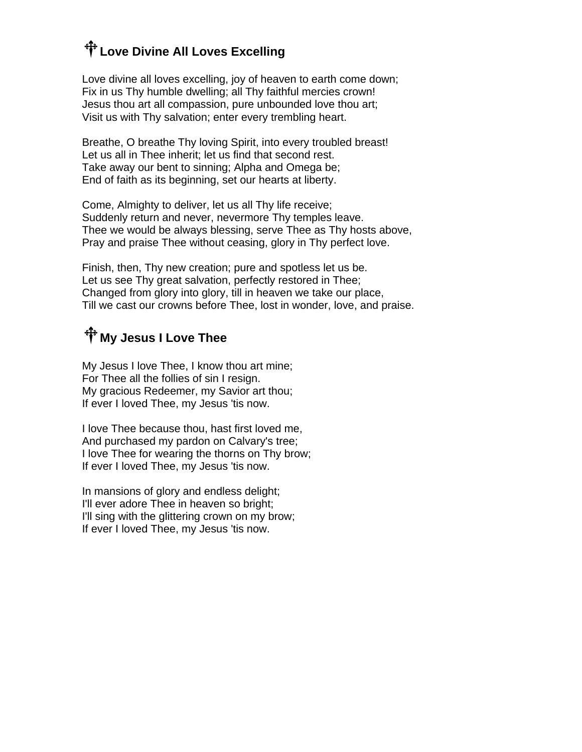## ☩ Love Divine All Loves Excelling

Love divine all loves excelling, joy of heaven to earth come down;
Fix in us Thy humble dwelling; all Thy faithful mercies crown!
Jesus thou art all compassion, pure unbounded love thou art;
Visit us with Thy salvation; enter every trembling heart.

Breathe, O breathe Thy loving Spirit, into every troubled breast!
Let us all in Thee inherit; let us find that second rest.
Take away our bent to sinning; Alpha and Omega be;
End of faith as its beginning, set our hearts at liberty.

Come, Almighty to deliver, let us all Thy life receive;
Suddenly return and never, nevermore Thy temples leave.
Thee we would be always blessing, serve Thee as Thy hosts above,
Pray and praise Thee without ceasing, glory in Thy perfect love.

Finish, then, Thy new creation; pure and spotless let us be.
Let us see Thy great salvation, perfectly restored in Thee;
Changed from glory into glory, till in heaven we take our place,
Till we cast our crowns before Thee, lost in wonder, love, and praise.

## ☩ My Jesus I Love Thee

My Jesus I love Thee, I know thou art mine;
For Thee all the follies of sin I resign.
My gracious Redeemer, my Savior art thou;
If ever I loved Thee, my Jesus 'tis now.

I love Thee because thou, hast first loved me,
And purchased my pardon on Calvary's tree;
I love Thee for wearing the thorns on Thy brow;
If ever I loved Thee, my Jesus 'tis now.

In mansions of glory and endless delight;
I'll ever adore Thee in heaven so bright;
I'll sing with the glittering crown on my brow;
If ever I loved Thee, my Jesus 'tis now.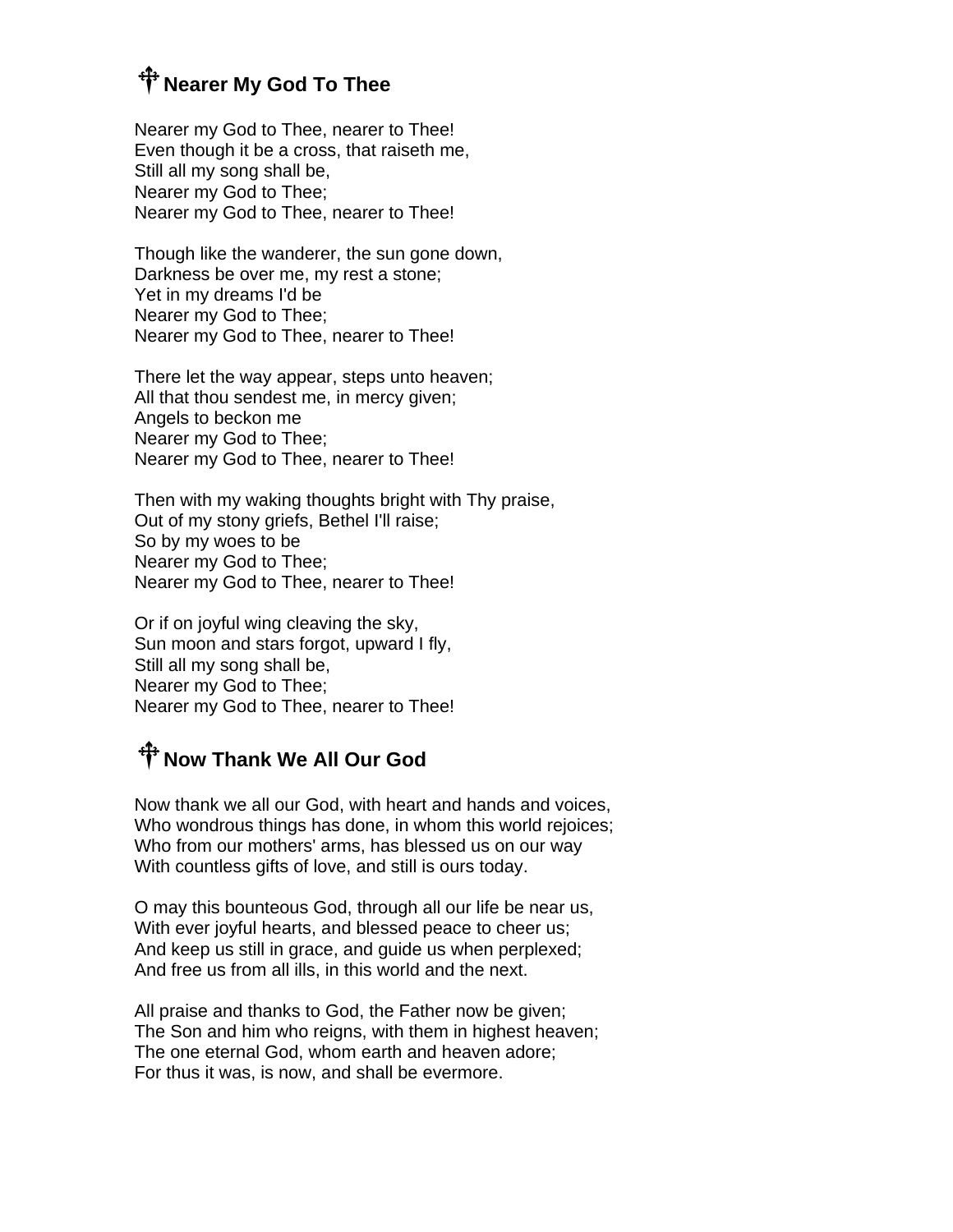## ☦ Nearer My God To Thee

Nearer my God to Thee, nearer to Thee!  
Even though it be a cross, that raiseth me,  
Still all my song shall be,  
Nearer my God to Thee;  
Nearer my God to Thee, nearer to Thee!

Though like the wanderer, the sun gone down,  
Darkness be over me, my rest a stone;  
Yet in my dreams I'd be  
Nearer my God to Thee;  
Nearer my God to Thee, nearer to Thee!

There let the way appear, steps unto heaven;  
All that thou sendest me, in mercy given;  
Angels to beckon me  
Nearer my God to Thee;  
Nearer my God to Thee, nearer to Thee!

Then with my waking thoughts bright with Thy praise,  
Out of my stony griefs, Bethel I'll raise;  
So by my woes to be  
Nearer my God to Thee;  
Nearer my God to Thee, nearer to Thee!

Or if on joyful wing cleaving the sky,  
Sun moon and stars forgot, upward I fly,  
Still all my song shall be,  
Nearer my God to Thee;  
Nearer my God to Thee, nearer to Thee!

## ☦ Now Thank We All Our God

Now thank we all our God, with heart and hands and voices,  
Who wondrous things has done, in whom this world rejoices;  
Who from our mothers' arms, has blessed us on our way  
With countless gifts of love, and still is ours today.

O may this bounteous God, through all our life be near us,  
With ever joyful hearts, and blessed peace to cheer us;  
And keep us still in grace, and guide us when perplexed;  
And free us from all ills, in this world and the next.

All praise and thanks to God, the Father now be given;  
The Son and him who reigns, with them in highest heaven;  
The one eternal God, whom earth and heaven adore;  
For thus it was, is now, and shall be evermore.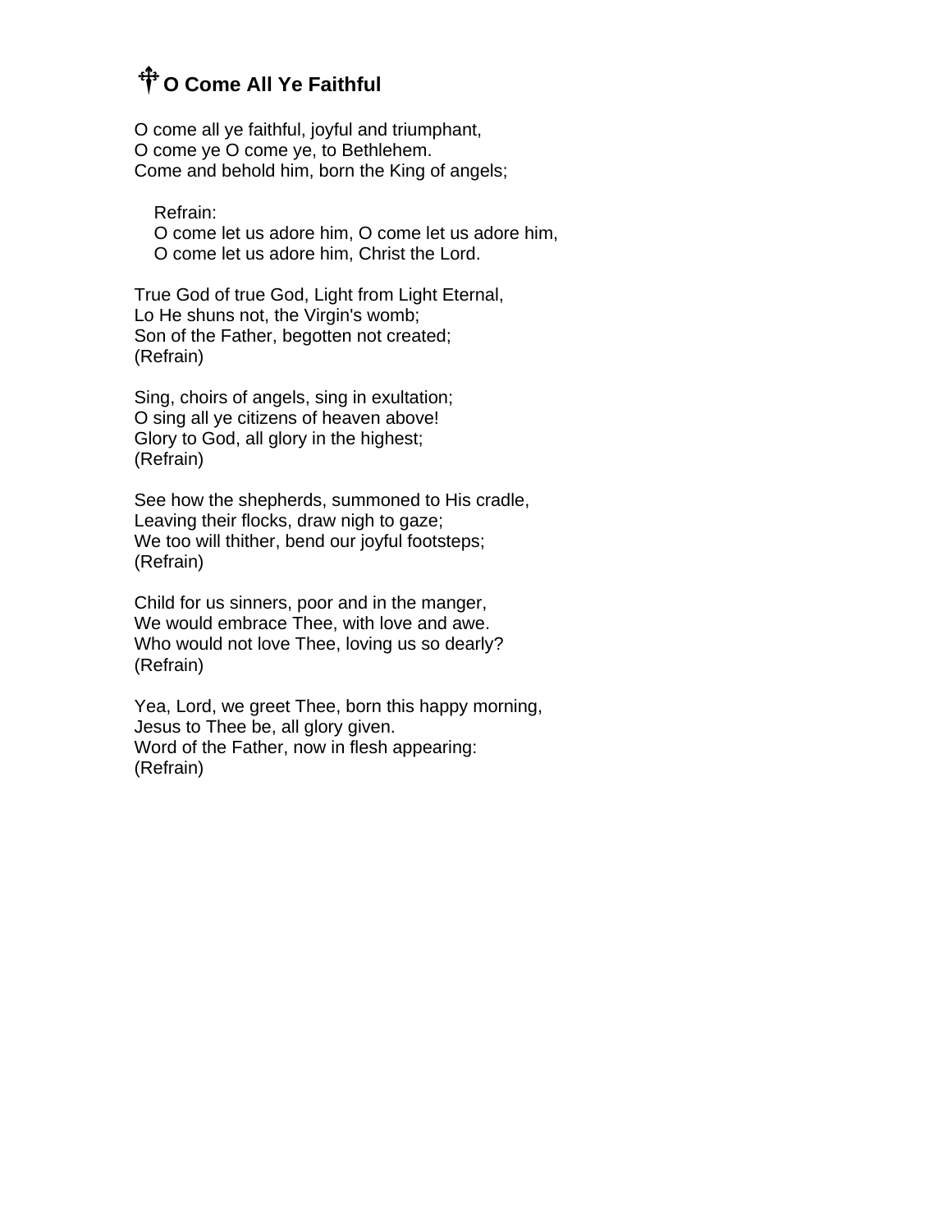## O Come All Ye Faithful

O come all ye faithful, joyful and triumphant,
O come ye O come ye, to Bethlehem.
Come and behold him, born the King of angels;

> Refrain:
> O come let us adore him, O come let us adore him,
> O come let us adore him, Christ the Lord.

True God of true God, Light from Light Eternal,
Lo He shuns not, the Virgin's womb;
Son of the Father, begotten not created;
(Refrain)

Sing, choirs of angels, sing in exultation;
O sing all ye citizens of heaven above!
Glory to God, all glory in the highest;
(Refrain)

See how the shepherds, summoned to His cradle,
Leaving their flocks, draw nigh to gaze;
We too will thither, bend our joyful footsteps;
(Refrain)

Child for us sinners, poor and in the manger,
We would embrace Thee, with love and awe.
Who would not love Thee, loving us so dearly?
(Refrain)

Yea, Lord, we greet Thee, born this happy morning,
Jesus to Thee be, all glory given.
Word of the Father, now in flesh appearing:
(Refrain)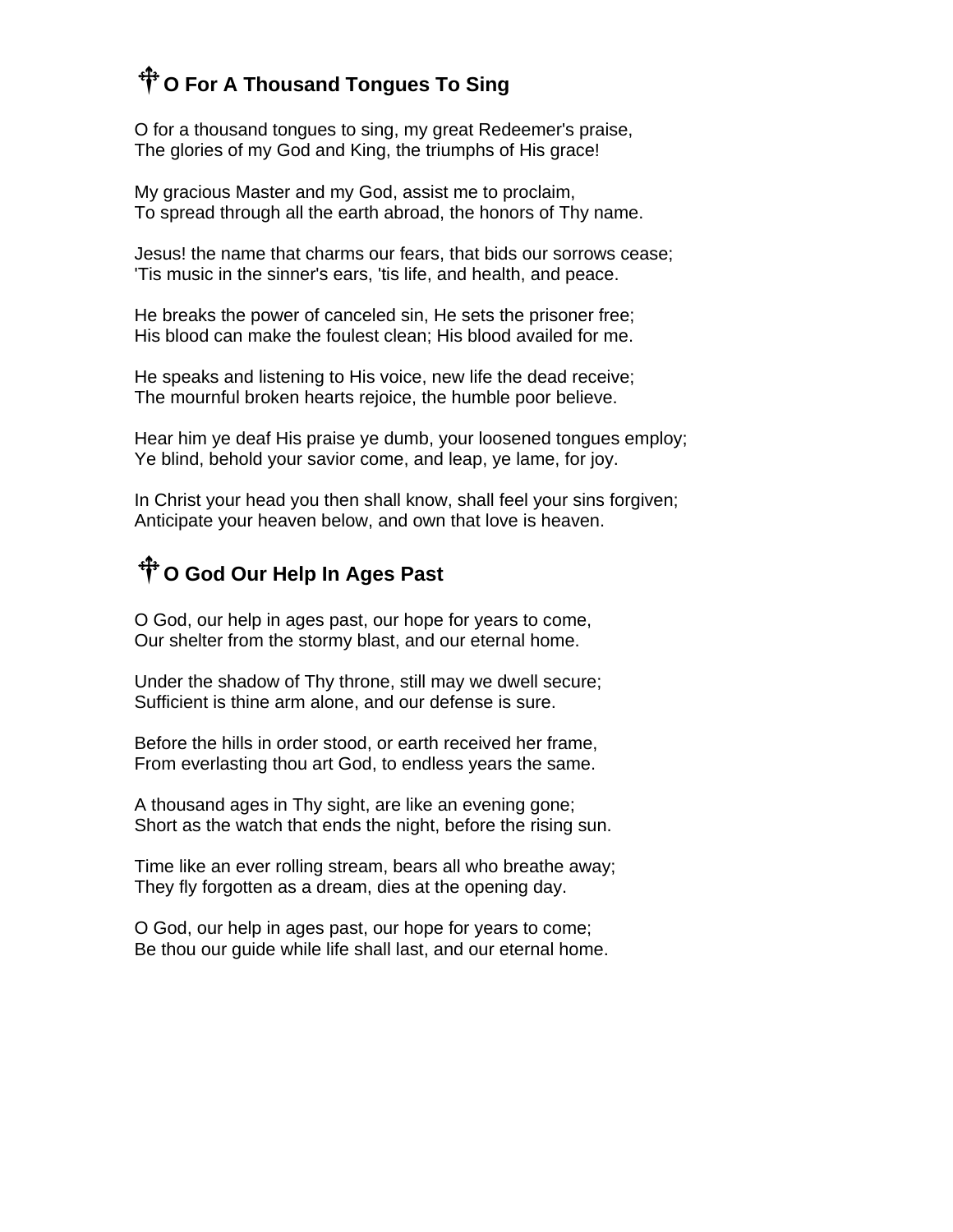## ☨ O For A Thousand Tongues To Sing

O for a thousand tongues to sing, my great Redeemer's praise,
The glories of my God and King, the triumphs of His grace!

My gracious Master and my God, assist me to proclaim,
To spread through all the earth abroad, the honors of Thy name.

Jesus! the name that charms our fears, that bids our sorrows cease;
'Tis music in the sinner's ears, 'tis life, and health, and peace.

He breaks the power of canceled sin, He sets the prisoner free;
His blood can make the foulest clean; His blood availed for me.

He speaks and listening to His voice, new life the dead receive;
The mournful broken hearts rejoice, the humble poor believe.

Hear him ye deaf His praise ye dumb, your loosened tongues employ;
Ye blind, behold your savior come, and leap, ye lame, for joy.

In Christ your head you then shall know, shall feel your sins forgiven;
Anticipate your heaven below, and own that love is heaven.

## ☨ O God Our Help In Ages Past

O God, our help in ages past, our hope for years to come,
Our shelter from the stormy blast, and our eternal home.

Under the shadow of Thy throne, still may we dwell secure;
Sufficient is thine arm alone, and our defense is sure.

Before the hills in order stood, or earth received her frame,
From everlasting thou art God, to endless years the same.

A thousand ages in Thy sight, are like an evening gone;
Short as the watch that ends the night, before the rising sun.

Time like an ever rolling stream, bears all who breathe away;
They fly forgotten as a dream, dies at the opening day.

O God, our help in ages past, our hope for years to come;
Be thou our guide while life shall last, and our eternal home.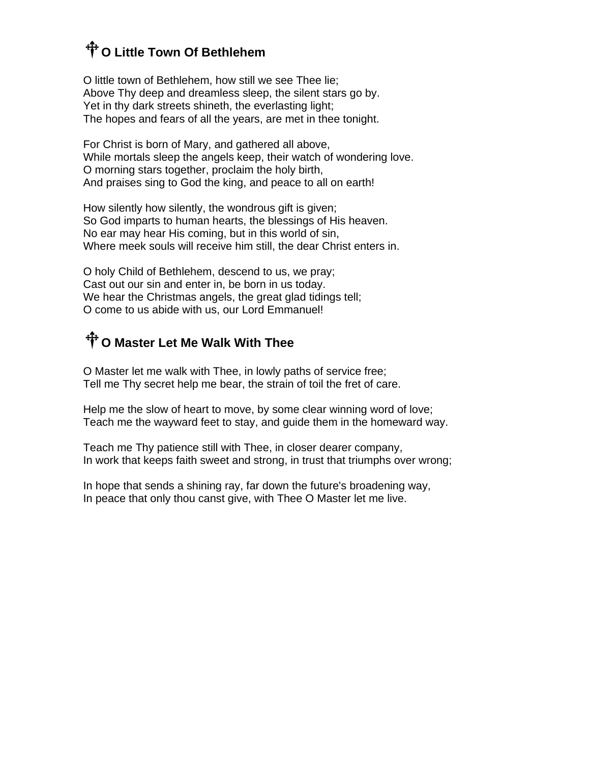## ☩ O Little Town Of Bethlehem

O little town of Bethlehem, how still we see Thee lie;
Above Thy deep and dreamless sleep, the silent stars go by.
Yet in thy dark streets shineth, the everlasting light;
The hopes and fears of all the years, are met in thee tonight.

For Christ is born of Mary, and gathered all above,
While mortals sleep the angels keep, their watch of wondering love.
O morning stars together, proclaim the holy birth,
And praises sing to God the king, and peace to all on earth!

How silently how silently, the wondrous gift is given;
So God imparts to human hearts, the blessings of His heaven.
No ear may hear His coming, but in this world of sin,
Where meek souls will receive him still, the dear Christ enters in.

O holy Child of Bethlehem, descend to us, we pray;
Cast out our sin and enter in, be born in us today.
We hear the Christmas angels, the great glad tidings tell;
O come to us abide with us, our Lord Emmanuel!

## ☩ O Master Let Me Walk With Thee

O Master let me walk with Thee, in lowly paths of service free;
Tell me Thy secret help me bear, the strain of toil the fret of care.

Help me the slow of heart to move, by some clear winning word of love;
Teach me the wayward feet to stay, and guide them in the homeward way.

Teach me Thy patience still with Thee, in closer dearer company,
In work that keeps faith sweet and strong, in trust that triumphs over wrong;

In hope that sends a shining ray, far down the future's broadening way,
In peace that only thou canst give, with Thee O Master let me live.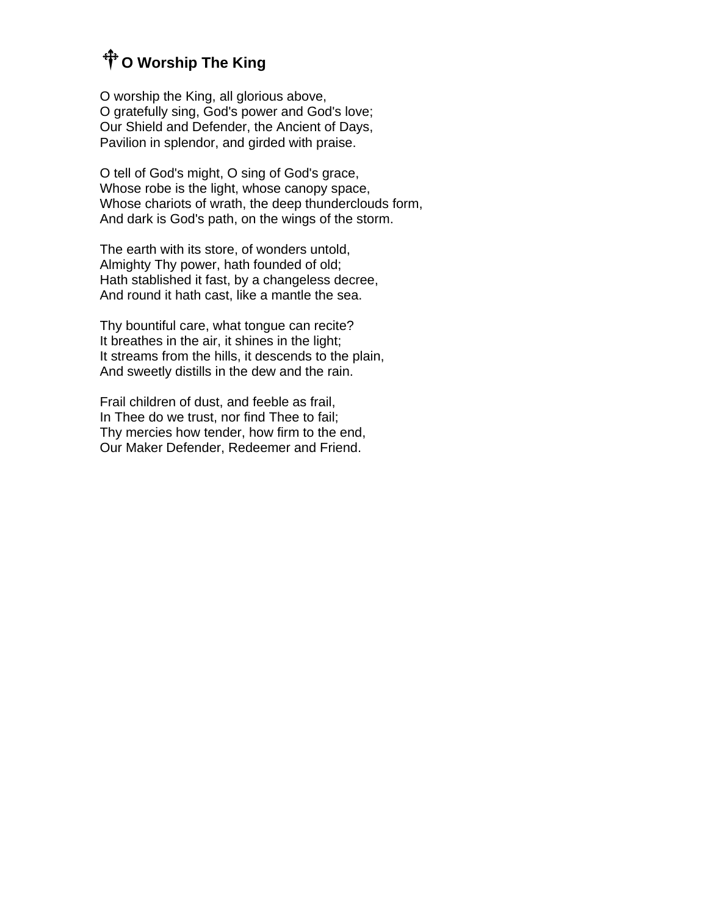## ☩ O Worship The King

O worship the King, all glorious above,
O gratefully sing, God's power and God's love;
Our Shield and Defender, the Ancient of Days,
Pavilion in splendor, and girded with praise.

O tell of God's might, O sing of God's grace,
Whose robe is the light, whose canopy space,
Whose chariots of wrath, the deep thunderclouds form,
And dark is God's path, on the wings of the storm.

The earth with its store, of wonders untold,
Almighty Thy power, hath founded of old;
Hath stablished it fast, by a changeless decree,
And round it hath cast, like a mantle the sea.

Thy bountiful care, what tongue can recite?
It breathes in the air, it shines in the light;
It streams from the hills, it descends to the plain,
And sweetly distills in the dew and the rain.

Frail children of dust, and feeble as frail,
In Thee do we trust, nor find Thee to fail;
Thy mercies how tender, how firm to the end,
Our Maker Defender, Redeemer and Friend.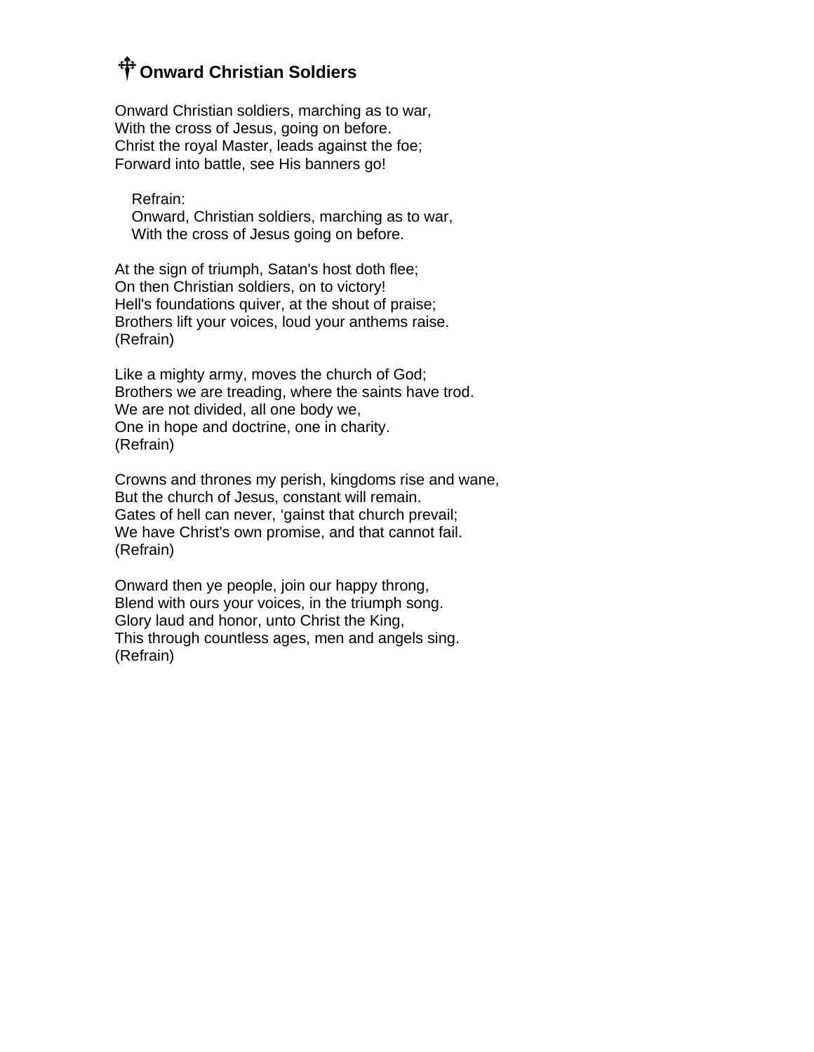## ☩ Onward Christian Soldiers

Onward Christian soldiers, marching as to war,
With the cross of Jesus, going on before.
Christ the royal Master, leads against the foe;
Forward into battle, see His banners go!

> Refrain:
> Onward, Christian soldiers, marching as to war,
> With the cross of Jesus going on before.

At the sign of triumph, Satan's host doth flee;
On then Christian soldiers, on to victory!
Hell's foundations quiver, at the shout of praise;
Brothers lift your voices, loud your anthems raise.
(Refrain)

Like a mighty army, moves the church of God;
Brothers we are treading, where the saints have trod.
We are not divided, all one body we,
One in hope and doctrine, one in charity.
(Refrain)

Crowns and thrones my perish, kingdoms rise and wane,
But the church of Jesus, constant will remain.
Gates of hell can never, 'gainst that church prevail;
We have Christ's own promise, and that cannot fail.
(Refrain)

Onward then ye people, join our happy throng,
Blend with ours your voices, in the triumph song.
Glory laud and honor, unto Christ the King,
This through countless ages, men and angels sing.
(Refrain)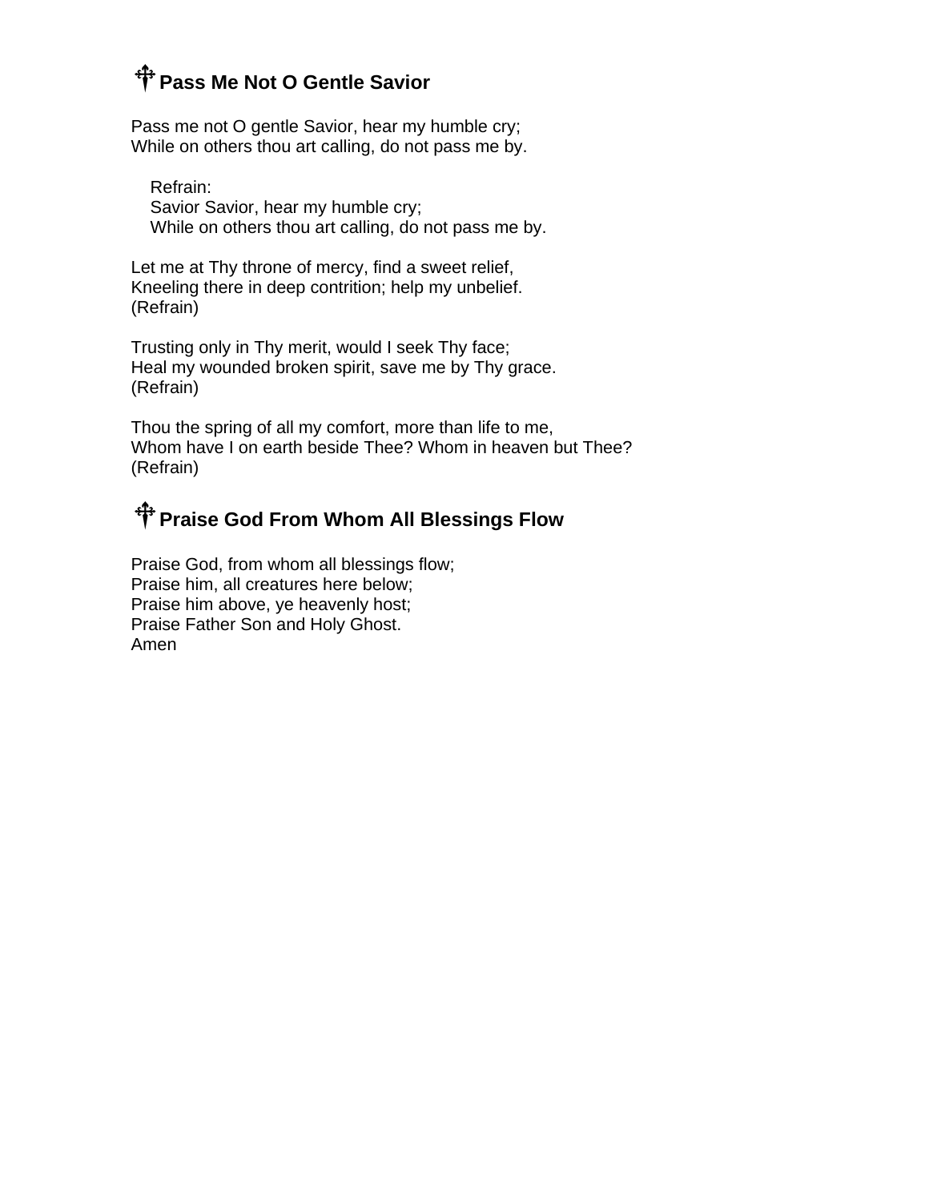## ☩ Pass Me Not O Gentle Savior

Pass me not O gentle Savior, hear my humble cry;
While on others thou art calling, do not pass me by.

> Refrain:
> Savior Savior, hear my humble cry;
> While on others thou art calling, do not pass me by.

Let me at Thy throne of mercy, find a sweet relief,
Kneeling there in deep contrition; help my unbelief.
(Refrain)

Trusting only in Thy merit, would I seek Thy face;
Heal my wounded broken spirit, save me by Thy grace.
(Refrain)

Thou the spring of all my comfort, more than life to me,
Whom have I on earth beside Thee? Whom in heaven but Thee?
(Refrain)

## ☩ Praise God From Whom All Blessings Flow

Praise God, from whom all blessings flow;
Praise him, all creatures here below;
Praise him above, ye heavenly host;
Praise Father Son and Holy Ghost.
Amen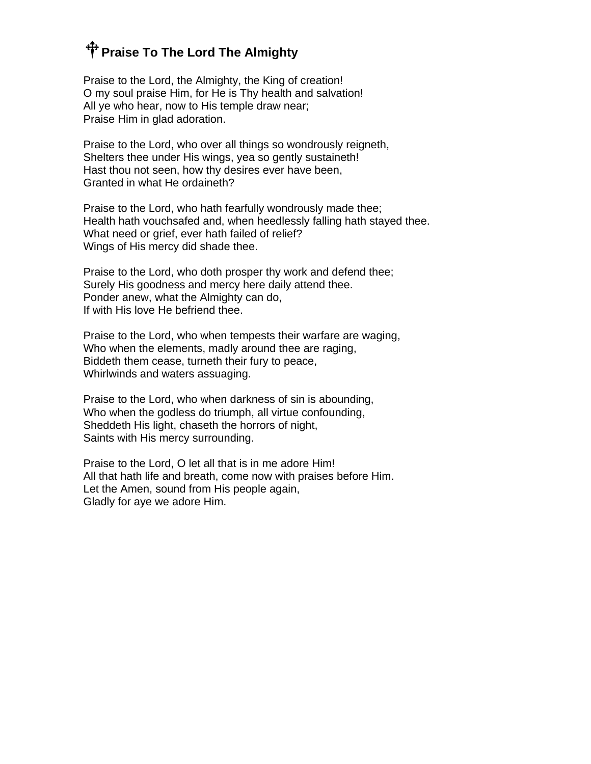## Praise To The Lord The Almighty

Praise to the Lord, the Almighty, the King of creation!
O my soul praise Him, for He is Thy health and salvation!
All ye who hear, now to His temple draw near;
Praise Him in glad adoration.

Praise to the Lord, who over all things so wondrously reigneth,
Shelters thee under His wings, yea so gently sustaineth!
Hast thou not seen, how thy desires ever have been,
Granted in what He ordaineth?

Praise to the Lord, who hath fearfully wondrously made thee;
Health hath vouchsafed and, when heedlessly falling hath stayed thee.
What need or grief, ever hath failed of relief?
Wings of His mercy did shade thee.

Praise to the Lord, who doth prosper thy work and defend thee;
Surely His goodness and mercy here daily attend thee.
Ponder anew, what the Almighty can do,
If with His love He befriend thee.

Praise to the Lord, who when tempests their warfare are waging,
Who when the elements, madly around thee are raging,
Biddeth them cease, turneth their fury to peace,
Whirlwinds and waters assuaging.

Praise to the Lord, who when darkness of sin is abounding,
Who when the godless do triumph, all virtue confounding,
Sheddeth His light, chaseth the horrors of night,
Saints with His mercy surrounding.

Praise to the Lord, O let all that is in me adore Him!
All that hath life and breath, come now with praises before Him.
Let the Amen, sound from His people again,
Gladly for aye we adore Him.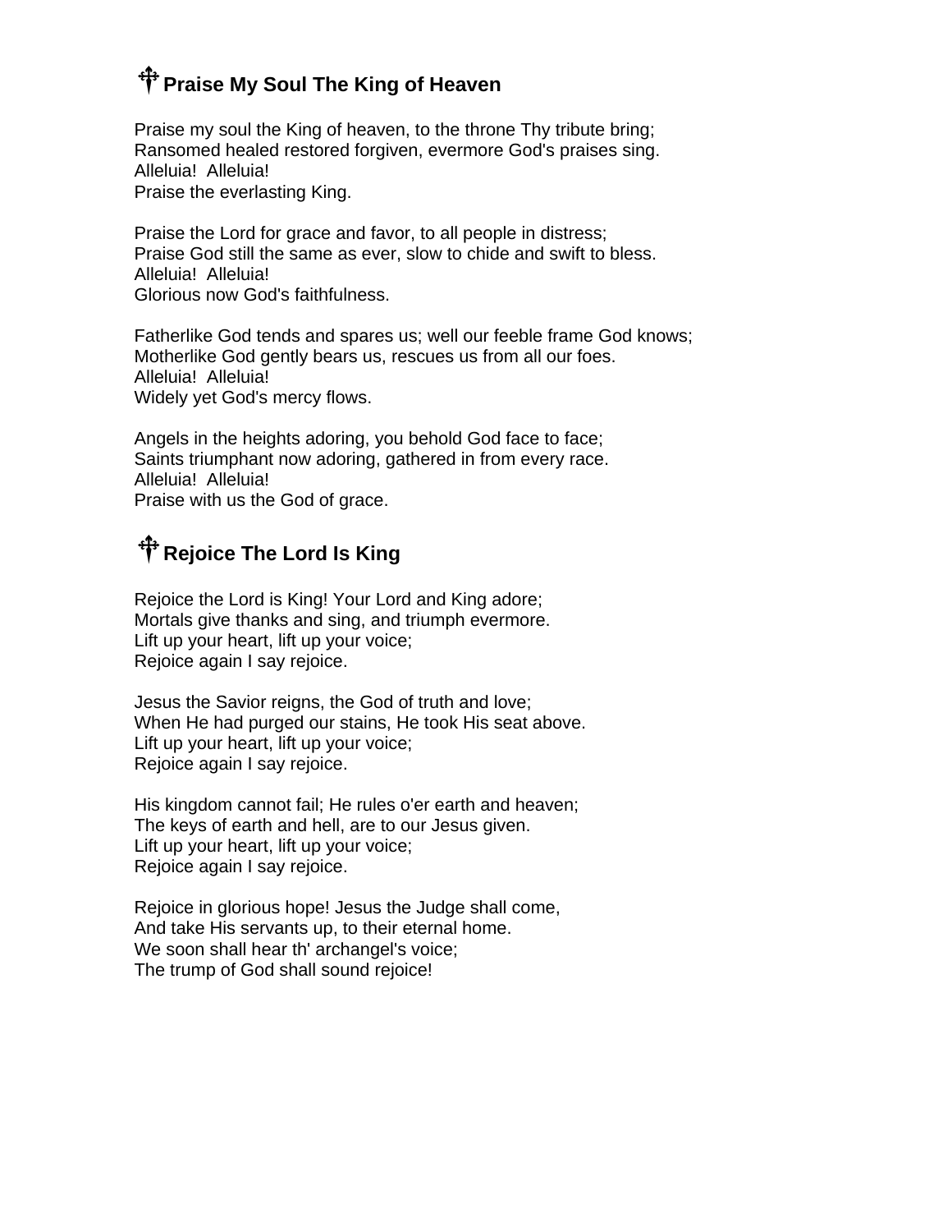## ☩ Praise My Soul The King of Heaven

Praise my soul the King of heaven, to the throne Thy tribute bring;
Ransomed healed restored forgiven, evermore God's praises sing.
Alleluia!  Alleluia!
Praise the everlasting King.

Praise the Lord for grace and favor, to all people in distress;
Praise God still the same as ever, slow to chide and swift to bless.
Alleluia!  Alleluia!
Glorious now God's faithfulness.

Fatherlike God tends and spares us; well our feeble frame God knows;
Motherlike God gently bears us, rescues us from all our foes.
Alleluia!  Alleluia!
Widely yet God's mercy flows.

Angels in the heights adoring, you behold God face to face;
Saints triumphant now adoring, gathered in from every race.
Alleluia!  Alleluia!
Praise with us the God of grace.

## ☩ Rejoice The Lord Is King

Rejoice the Lord is King! Your Lord and King adore;
Mortals give thanks and sing, and triumph evermore.
Lift up your heart, lift up your voice;
Rejoice again I say rejoice.

Jesus the Savior reigns, the God of truth and love;
When He had purged our stains, He took His seat above.
Lift up your heart, lift up your voice;
Rejoice again I say rejoice.

His kingdom cannot fail; He rules o'er earth and heaven;
The keys of earth and hell, are to our Jesus given.
Lift up your heart, lift up your voice;
Rejoice again I say rejoice.

Rejoice in glorious hope! Jesus the Judge shall come,
And take His servants up, to their eternal home.
We soon shall hear th' archangel's voice;
The trump of God shall sound rejoice!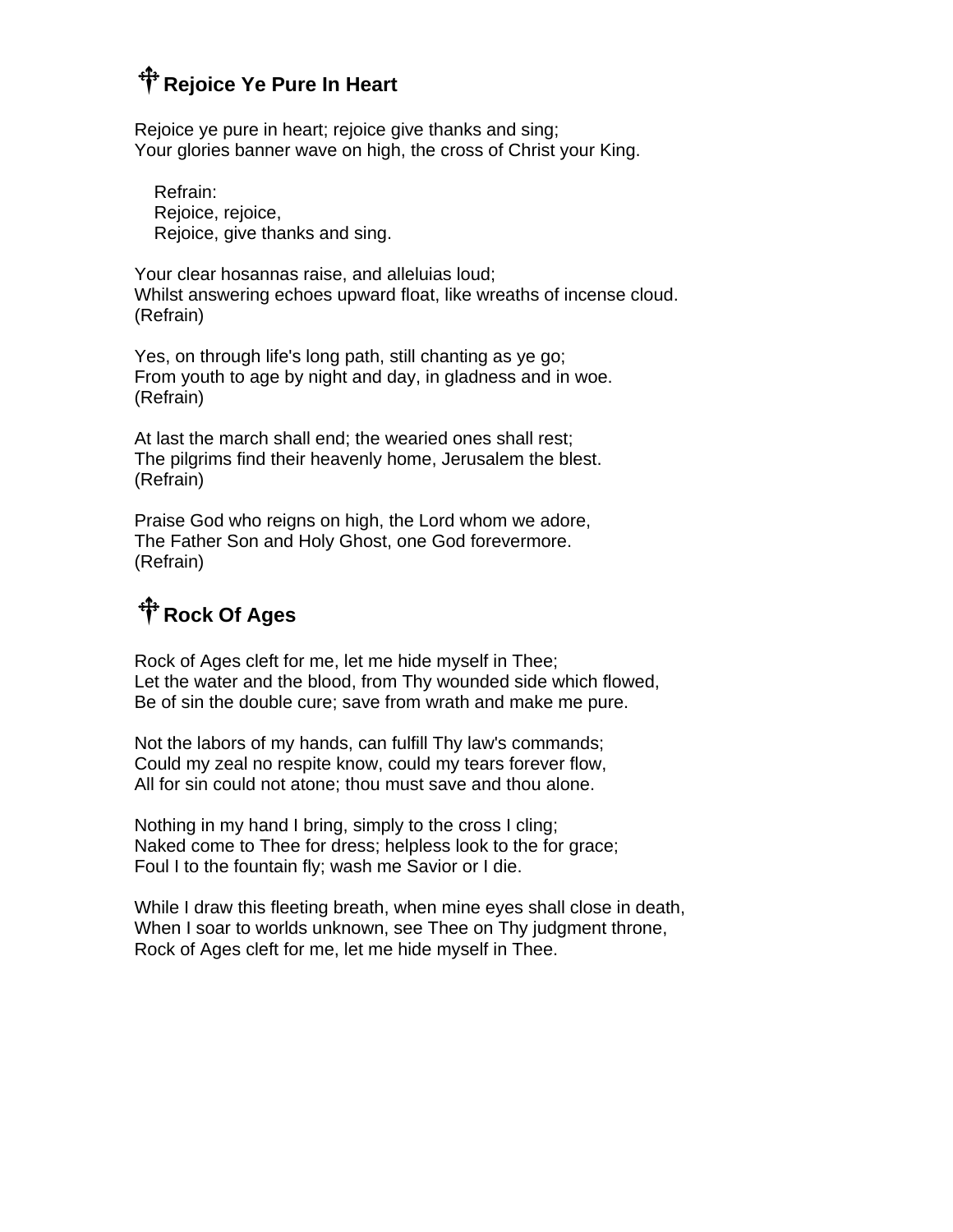## ✝ Rejoice Ye Pure In Heart

Rejoice ye pure in heart; rejoice give thanks and sing;
Your glories banner wave on high, the cross of Christ your King.

> Refrain:
> Rejoice, rejoice,
> Rejoice, give thanks and sing.

Your clear hosannas raise, and alleluias loud;
Whilst answering echoes upward float, like wreaths of incense cloud.
(Refrain)

Yes, on through life's long path, still chanting as ye go;
From youth to age by night and day, in gladness and in woe.
(Refrain)

At last the march shall end; the wearied ones shall rest;
The pilgrims find their heavenly home, Jerusalem the blest.
(Refrain)

Praise God who reigns on high, the Lord whom we adore,
The Father Son and Holy Ghost, one God forevermore.
(Refrain)

## ✝ Rock Of Ages

Rock of Ages cleft for me, let me hide myself in Thee;
Let the water and the blood, from Thy wounded side which flowed,
Be of sin the double cure; save from wrath and make me pure.

Not the labors of my hands, can fulfill Thy law's commands;
Could my zeal no respite know, could my tears forever flow,
All for sin could not atone; thou must save and thou alone.

Nothing in my hand I bring, simply to the cross I cling;
Naked come to Thee for dress; helpless look to the for grace;
Foul I to the fountain fly; wash me Savior or I die.

While I draw this fleeting breath, when mine eyes shall close in death,
When I soar to worlds unknown, see Thee on Thy judgment throne,
Rock of Ages cleft for me, let me hide myself in Thee.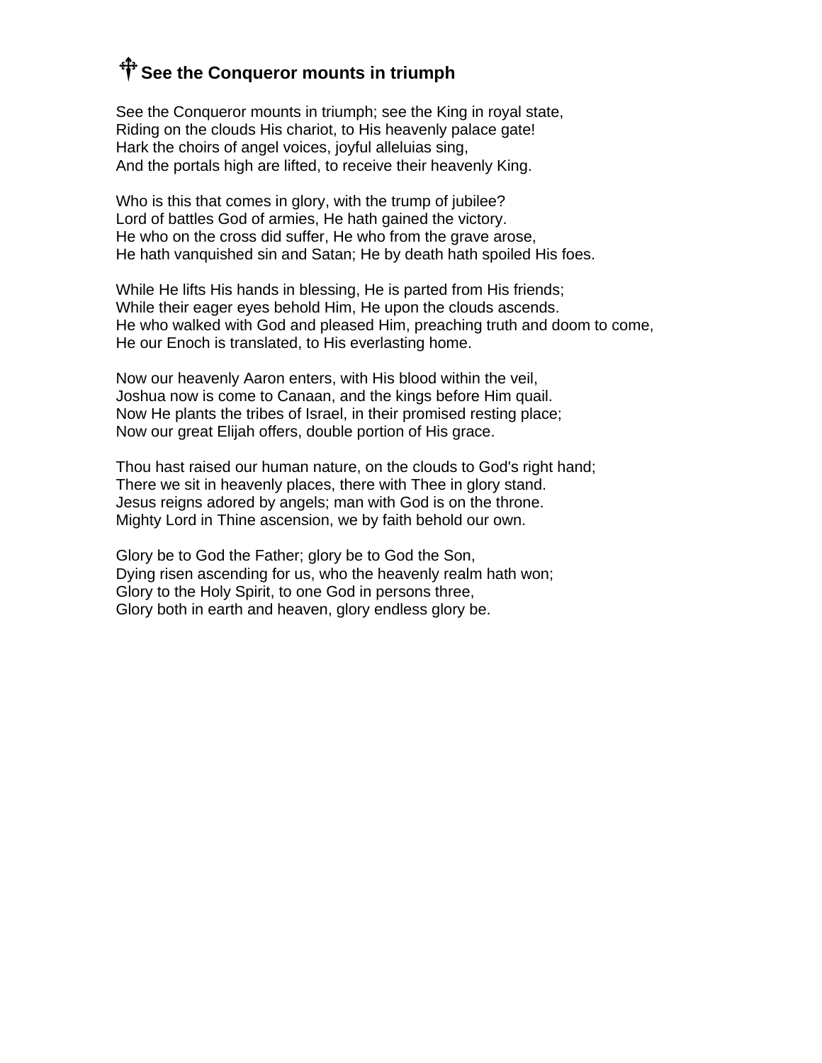# ☨ See the Conqueror mounts in triumph

See the Conqueror mounts in triumph; see the King in royal state,
Riding on the clouds His chariot, to His heavenly palace gate!
Hark the choirs of angel voices, joyful alleluias sing,
And the portals high are lifted, to receive their heavenly King.

Who is this that comes in glory, with the trump of jubilee?
Lord of battles God of armies, He hath gained the victory.
He who on the cross did suffer, He who from the grave arose,
He hath vanquished sin and Satan; He by death hath spoiled His foes.

While He lifts His hands in blessing, He is parted from His friends;
While their eager eyes behold Him, He upon the clouds ascends.
He who walked with God and pleased Him, preaching truth and doom to come,
He our Enoch is translated, to His everlasting home.

Now our heavenly Aaron enters, with His blood within the veil,
Joshua now is come to Canaan, and the kings before Him quail.
Now He plants the tribes of Israel, in their promised resting place;
Now our great Elijah offers, double portion of His grace.

Thou hast raised our human nature, on the clouds to God's right hand;
There we sit in heavenly places, there with Thee in glory stand.
Jesus reigns adored by angels; man with God is on the throne.
Mighty Lord in Thine ascension, we by faith behold our own.

Glory be to God the Father; glory be to God the Son,
Dying risen ascending for us, who the heavenly realm hath won;
Glory to the Holy Spirit, to one God in persons three,
Glory both in earth and heaven, glory endless glory be.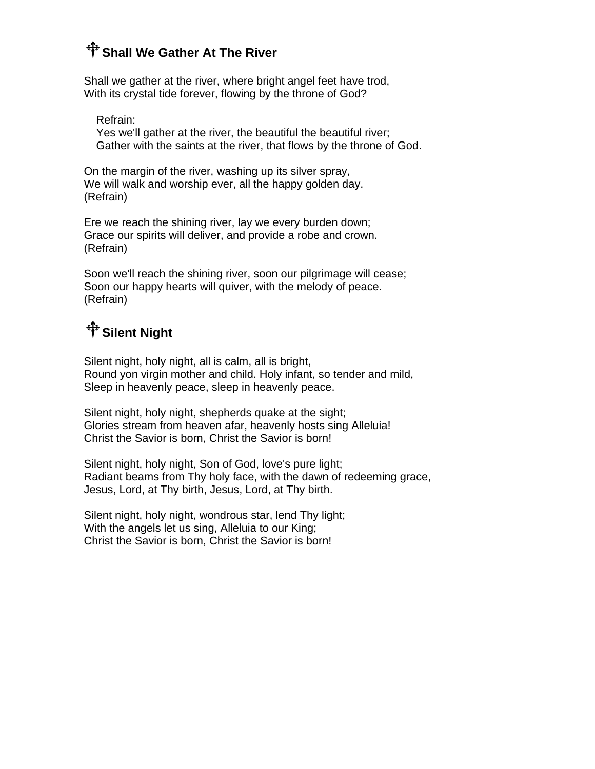## ☩ Shall We Gather At The River

Shall we gather at the river, where bright angel feet have trod,
With its crystal tide forever, flowing by the throne of God?

> Refrain:
> Yes we'll gather at the river, the beautiful the beautiful river;
> Gather with the saints at the river, that flows by the throne of God.

On the margin of the river, washing up its silver spray,
We will walk and worship ever, all the happy golden day.
(Refrain)

Ere we reach the shining river, lay we every burden down;
Grace our spirits will deliver, and provide a robe and crown.
(Refrain)

Soon we'll reach the shining river, soon our pilgrimage will cease;
Soon our happy hearts will quiver, with the melody of peace.
(Refrain)

## ☩ Silent Night

Silent night, holy night, all is calm, all is bright,
Round yon virgin mother and child. Holy infant, so tender and mild,
Sleep in heavenly peace, sleep in heavenly peace.

Silent night, holy night, shepherds quake at the sight;
Glories stream from heaven afar, heavenly hosts sing Alleluia!
Christ the Savior is born, Christ the Savior is born!

Silent night, holy night, Son of God, love's pure light;
Radiant beams from Thy holy face, with the dawn of redeeming grace,
Jesus, Lord, at Thy birth, Jesus, Lord, at Thy birth.

Silent night, holy night, wondrous star, lend Thy light;
With the angels let us sing, Alleluia to our King;
Christ the Savior is born, Christ the Savior is born!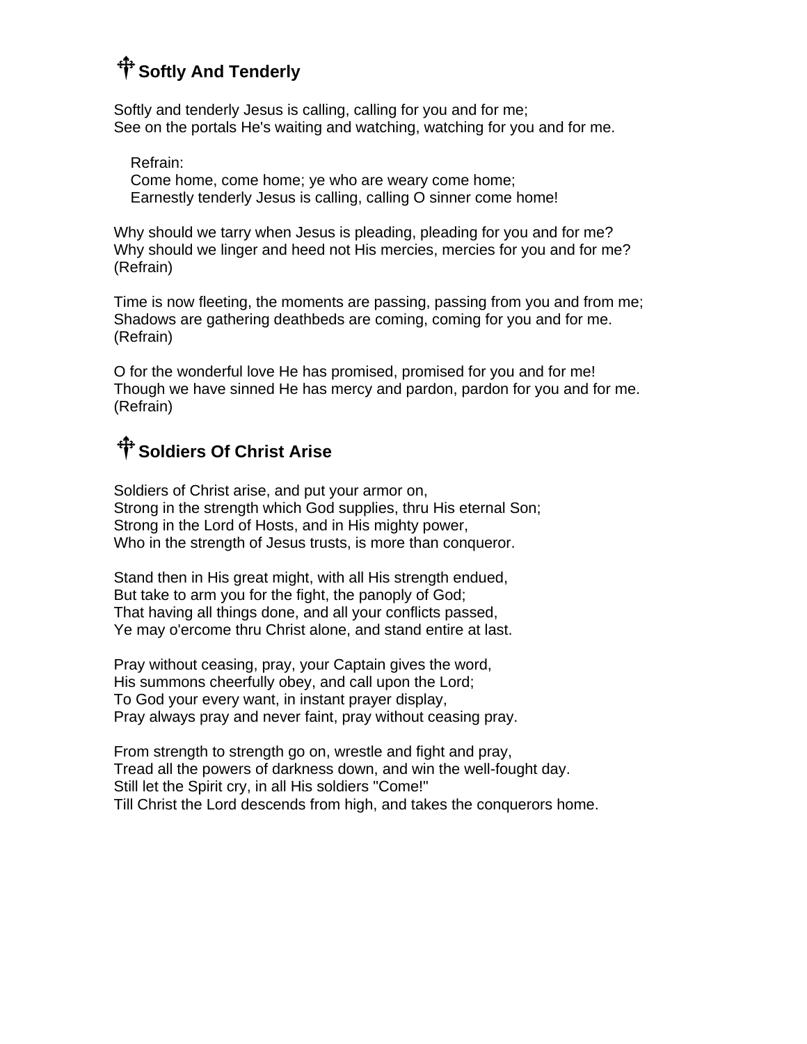## ☩ Softly And Tenderly

Softly and tenderly Jesus is calling, calling for you and for me;
See on the portals He's waiting and watching, watching for you and for me.

> Refrain:
> Come home, come home; ye who are weary come home;
> Earnestly tenderly Jesus is calling, calling O sinner come home!

Why should we tarry when Jesus is pleading, pleading for you and for me?
Why should we linger and heed not His mercies, mercies for you and for me?
(Refrain)

Time is now fleeting, the moments are passing, passing from you and from me;
Shadows are gathering deathbeds are coming, coming for you and for me.
(Refrain)

O for the wonderful love He has promised, promised for you and for me!
Though we have sinned He has mercy and pardon, pardon for you and for me.
(Refrain)

## ☩ Soldiers Of Christ Arise

Soldiers of Christ arise, and put your armor on,
Strong in the strength which God supplies, thru His eternal Son;
Strong in the Lord of Hosts, and in His mighty power,
Who in the strength of Jesus trusts, is more than conqueror.

Stand then in His great might, with all His strength endued,
But take to arm you for the fight, the panoply of God;
That having all things done, and all your conflicts passed,
Ye may o'ercome thru Christ alone, and stand entire at last.

Pray without ceasing, pray, your Captain gives the word,
His summons cheerfully obey, and call upon the Lord;
To God your every want, in instant prayer display,
Pray always pray and never faint, pray without ceasing pray.

From strength to strength go on, wrestle and fight and pray,
Tread all the powers of darkness down, and win the well-fought day.
Still let the Spirit cry, in all His soldiers "Come!"
Till Christ the Lord descends from high, and takes the conquerors home.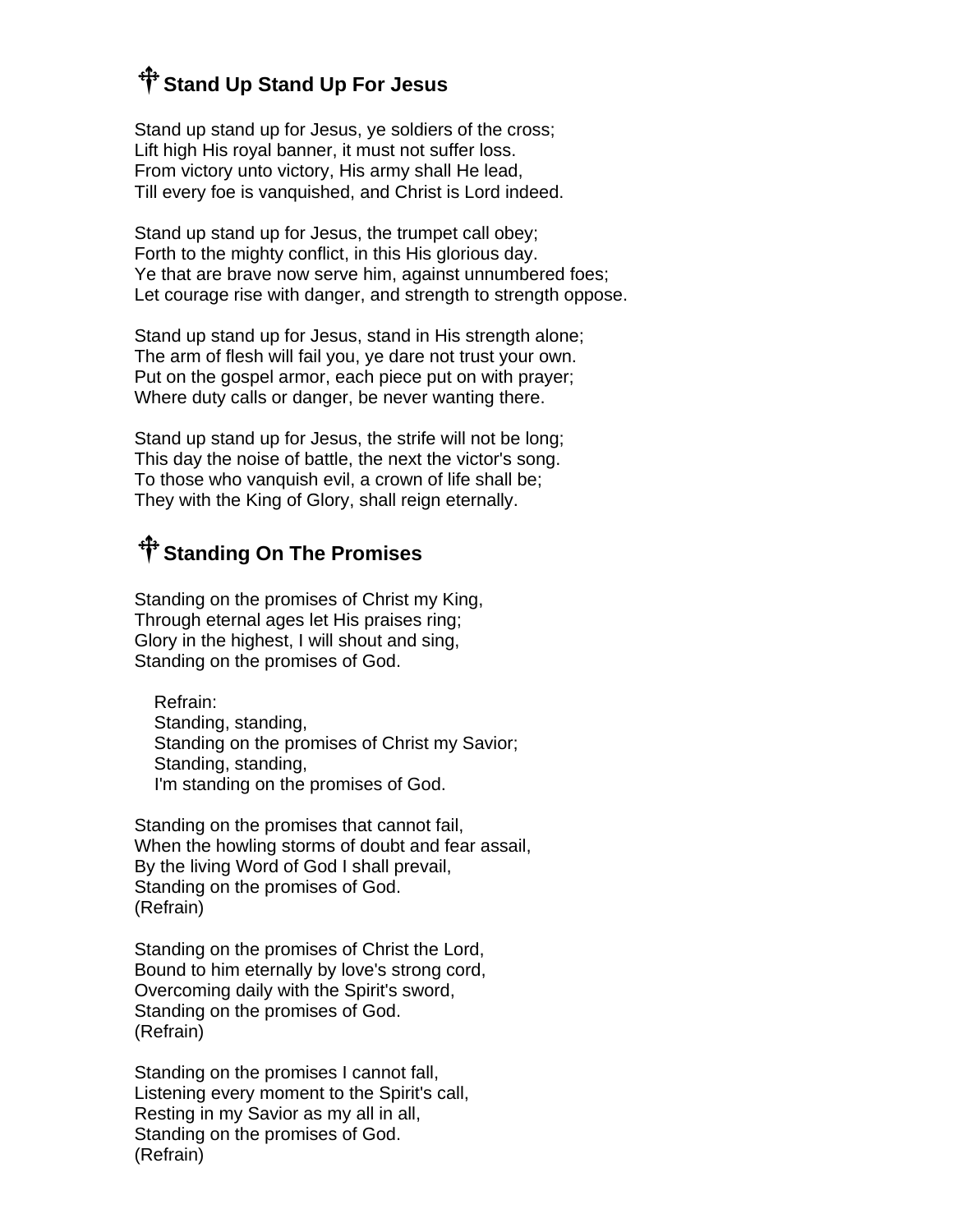## ☩ Stand Up Stand Up For Jesus

Stand up stand up for Jesus, ye soldiers of the cross;
Lift high His royal banner, it must not suffer loss.
From victory unto victory, His army shall He lead,
Till every foe is vanquished, and Christ is Lord indeed.

Stand up stand up for Jesus, the trumpet call obey;
Forth to the mighty conflict, in this His glorious day.
Ye that are brave now serve him, against unnumbered foes;
Let courage rise with danger, and strength to strength oppose.

Stand up stand up for Jesus, stand in His strength alone;
The arm of flesh will fail you, ye dare not trust your own.
Put on the gospel armor, each piece put on with prayer;
Where duty calls or danger, be never wanting there.

Stand up stand up for Jesus, the strife will not be long;
This day the noise of battle, the next the victor's song.
To those who vanquish evil, a crown of life shall be;
They with the King of Glory, shall reign eternally.

## ☩ Standing On The Promises

Standing on the promises of Christ my King,
Through eternal ages let His praises ring;
Glory in the highest, I will shout and sing,
Standing on the promises of God.

> Refrain:
> Standing, standing,
> Standing on the promises of Christ my Savior;
> Standing, standing,
> I'm standing on the promises of God.

Standing on the promises that cannot fail,
When the howling storms of doubt and fear assail,
By the living Word of God I shall prevail,
Standing on the promises of God.
(Refrain)

Standing on the promises of Christ the Lord,
Bound to him eternally by love's strong cord,
Overcoming daily with the Spirit's sword,
Standing on the promises of God.
(Refrain)

Standing on the promises I cannot fall,
Listening every moment to the Spirit's call,
Resting in my Savior as my all in all,
Standing on the promises of God.
(Refrain)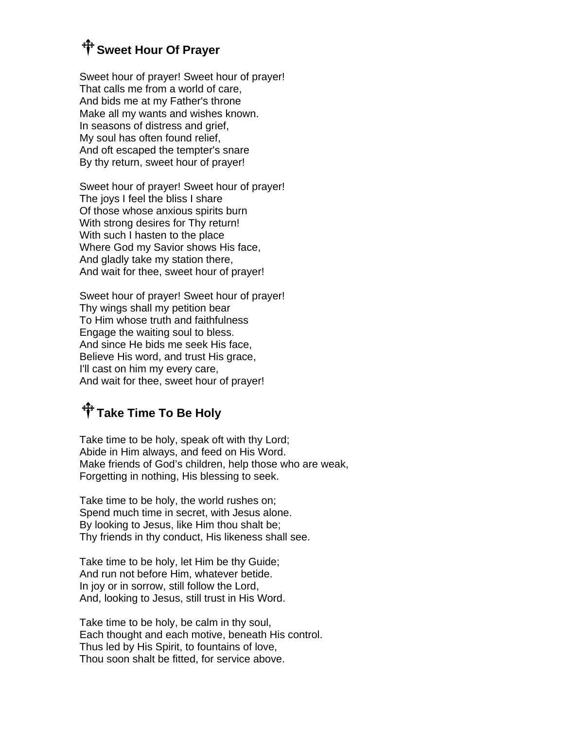## Sweet Hour Of Prayer

Sweet hour of prayer! Sweet hour of prayer!
That calls me from a world of care,
And bids me at my Father's throne
Make all my wants and wishes known.
In seasons of distress and grief,
My soul has often found relief,
And oft escaped the tempter's snare
By thy return, sweet hour of prayer!

Sweet hour of prayer! Sweet hour of prayer!
The joys I feel the bliss I share
Of those whose anxious spirits burn
With strong desires for Thy return!
With such I hasten to the place
Where God my Savior shows His face,
And gladly take my station there,
And wait for thee, sweet hour of prayer!

Sweet hour of prayer! Sweet hour of prayer!
Thy wings shall my petition bear
To Him whose truth and faithfulness
Engage the waiting soul to bless.
And since He bids me seek His face,
Believe His word, and trust His grace,
I'll cast on him my every care,
And wait for thee, sweet hour of prayer!

## Take Time To Be Holy

Take time to be holy, speak oft with thy Lord;
Abide in Him always, and feed on His Word.
Make friends of God's children, help those who are weak,
Forgetting in nothing, His blessing to seek.

Take time to be holy, the world rushes on;
Spend much time in secret, with Jesus alone.
By looking to Jesus, like Him thou shalt be;
Thy friends in thy conduct, His likeness shall see.

Take time to be holy, let Him be thy Guide;
And run not before Him, whatever betide.
In joy or in sorrow, still follow the Lord,
And, looking to Jesus, still trust in His Word.

Take time to be holy, be calm in thy soul,
Each thought and each motive, beneath His control.
Thus led by His Spirit, to fountains of love,
Thou soon shalt be fitted, for service above.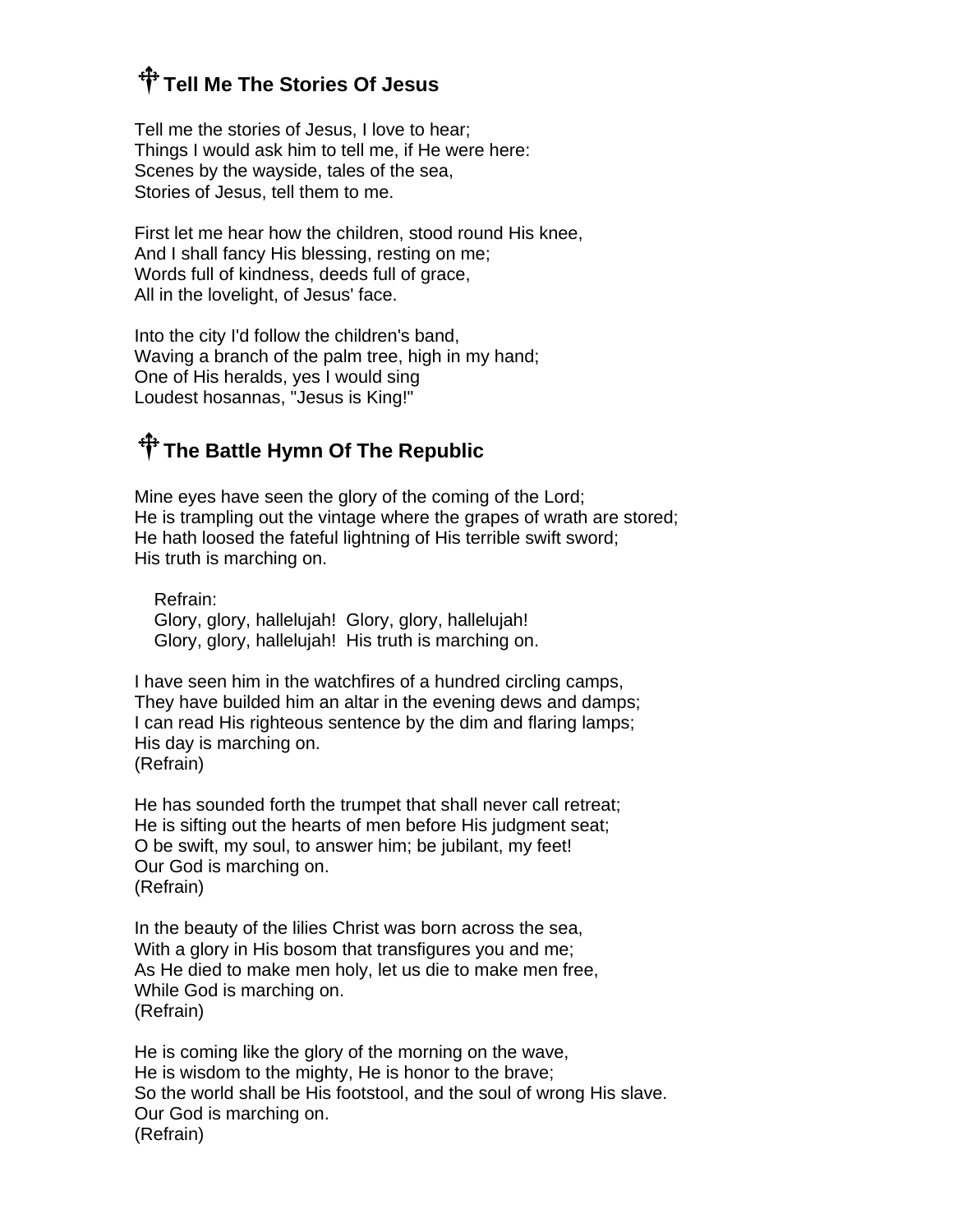## ☩ Tell Me The Stories Of Jesus

Tell me the stories of Jesus, I love to hear;  
Things I would ask him to tell me, if He were here:  
Scenes by the wayside, tales of the sea,  
Stories of Jesus, tell them to me.

First let me hear how the children, stood round His knee,  
And I shall fancy His blessing, resting on me;  
Words full of kindness, deeds full of grace,  
All in the lovelight, of Jesus' face.

Into the city I'd follow the children's band,  
Waving a branch of the palm tree, high in my hand;  
One of His heralds, yes I would sing  
Loudest hosannas, "Jesus is King!"

## ☩ The Battle Hymn Of The Republic

Mine eyes have seen the glory of the coming of the Lord;  
He is trampling out the vintage where the grapes of wrath are stored;  
He hath loosed the fateful lightning of His terrible swift sword;  
His truth is marching on.

> Refrain:  
> Glory, glory, hallelujah! Glory, glory, hallelujah!  
> Glory, glory, hallelujah! His truth is marching on.

I have seen him in the watchfires of a hundred circling camps,  
They have builded him an altar in the evening dews and damps;  
I can read His righteous sentence by the dim and flaring lamps;  
His day is marching on.  
(Refrain)

He has sounded forth the trumpet that shall never call retreat;  
He is sifting out the hearts of men before His judgment seat;  
O be swift, my soul, to answer him; be jubilant, my feet!  
Our God is marching on.  
(Refrain)

In the beauty of the lilies Christ was born across the sea,  
With a glory in His bosom that transfigures you and me;  
As He died to make men holy, let us die to make men free,  
While God is marching on.  
(Refrain)

He is coming like the glory of the morning on the wave,  
He is wisdom to the mighty, He is honor to the brave;  
So the world shall be His footstool, and the soul of wrong His slave.  
Our God is marching on.  
(Refrain)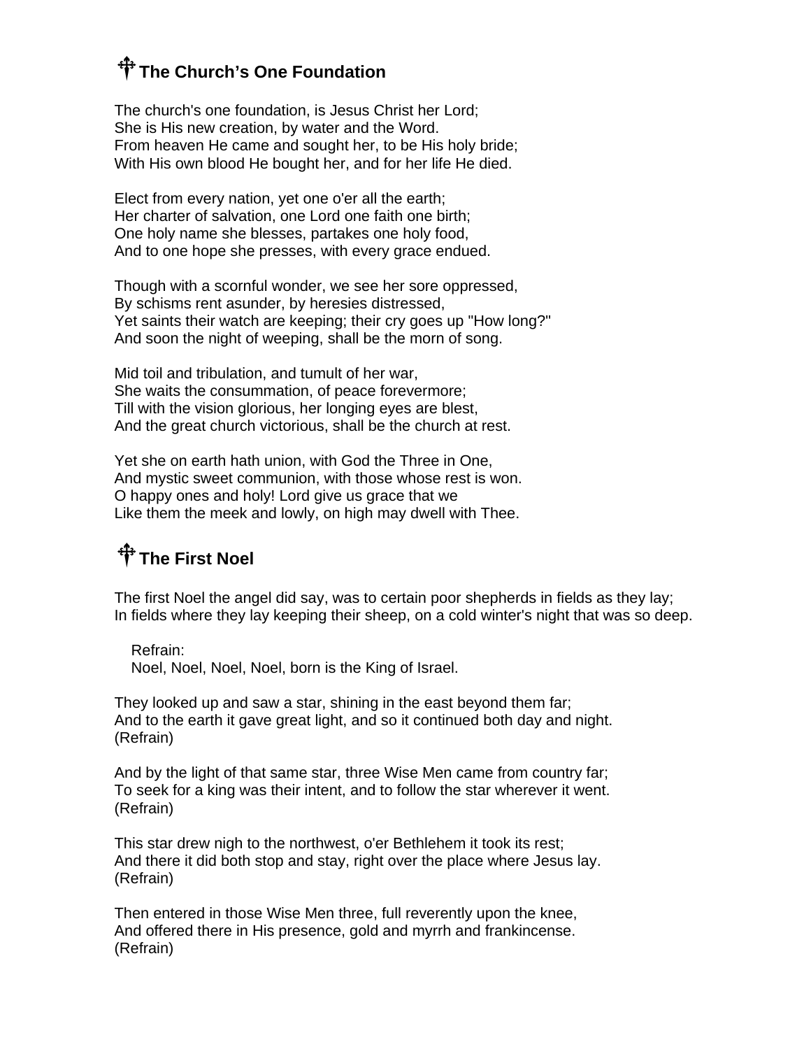## ☩ The Church's One Foundation

The church's one foundation, is Jesus Christ her Lord;
She is His new creation, by water and the Word.
From heaven He came and sought her, to be His holy bride;
With His own blood He bought her, and for her life He died.

Elect from every nation, yet one o'er all the earth;
Her charter of salvation, one Lord one faith one birth;
One holy name she blesses, partakes one holy food,
And to one hope she presses, with every grace endued.

Though with a scornful wonder, we see her sore oppressed,
By schisms rent asunder, by heresies distressed,
Yet saints their watch are keeping; their cry goes up "How long?"
And soon the night of weeping, shall be the morn of song.

Mid toil and tribulation, and tumult of her war,
She waits the consummation, of peace forevermore;
Till with the vision glorious, her longing eyes are blest,
And the great church victorious, shall be the church at rest.

Yet she on earth hath union, with God the Three in One,
And mystic sweet communion, with those whose rest is won.
O happy ones and holy! Lord give us grace that we
Like them the meek and lowly, on high may dwell with Thee.

## ☩ The First Noel

The first Noel the angel did say, was to certain poor shepherds in fields as they lay;
In fields where they lay keeping their sheep, on a cold winter's night that was so deep.

Refrain:
Noel, Noel, Noel, Noel, born is the King of Israel.

They looked up and saw a star, shining in the east beyond them far;
And to the earth it gave great light, and so it continued both day and night.
(Refrain)

And by the light of that same star, three Wise Men came from country far;
To seek for a king was their intent, and to follow the star wherever it went.
(Refrain)

This star drew nigh to the northwest, o'er Bethlehem it took its rest;
And there it did both stop and stay, right over the place where Jesus lay.
(Refrain)

Then entered in those Wise Men three, full reverently upon the knee,
And offered there in His presence, gold and myrrh and frankincense.
(Refrain)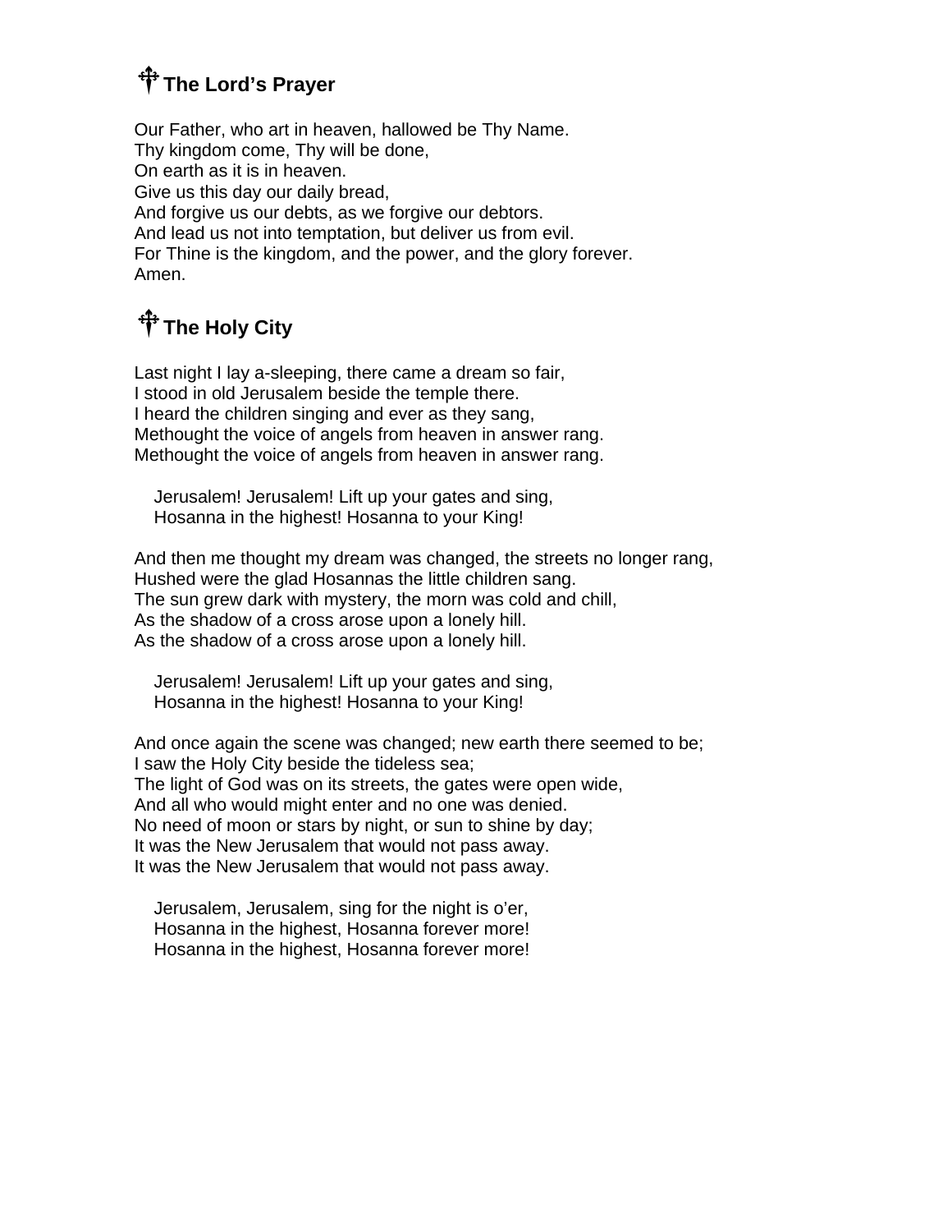## ☩ The Lord's Prayer

Our Father, who art in heaven, hallowed be Thy Name.
Thy kingdom come, Thy will be done,
On earth as it is in heaven.
Give us this day our daily bread,
And forgive us our debts, as we forgive our debtors.
And lead us not into temptation, but deliver us from evil.
For Thine is the kingdom, and the power, and the glory forever.
Amen.

## ☩ The Holy City

Last night I lay a-sleeping, there came a dream so fair,
I stood in old Jerusalem beside the temple there.
I heard the children singing and ever as they sang,
Methought the voice of angels from heaven in answer rang.
Methought the voice of angels from heaven in answer rang.

> Jerusalem! Jerusalem! Lift up your gates and sing,
> Hosanna in the highest! Hosanna to your King!

And then me thought my dream was changed, the streets no longer rang,
Hushed were the glad Hosannas the little children sang.
The sun grew dark with mystery, the morn was cold and chill,
As the shadow of a cross arose upon a lonely hill.
As the shadow of a cross arose upon a lonely hill.

> Jerusalem! Jerusalem! Lift up your gates and sing,
> Hosanna in the highest! Hosanna to your King!

And once again the scene was changed; new earth there seemed to be;
I saw the Holy City beside the tideless sea;
The light of God was on its streets, the gates were open wide,
And all who would might enter and no one was denied.
No need of moon or stars by night, or sun to shine by day;
It was the New Jerusalem that would not pass away.
It was the New Jerusalem that would not pass away.

> Jerusalem, Jerusalem, sing for the night is o'er,
> Hosanna in the highest, Hosanna forever more!
> Hosanna in the highest, Hosanna forever more!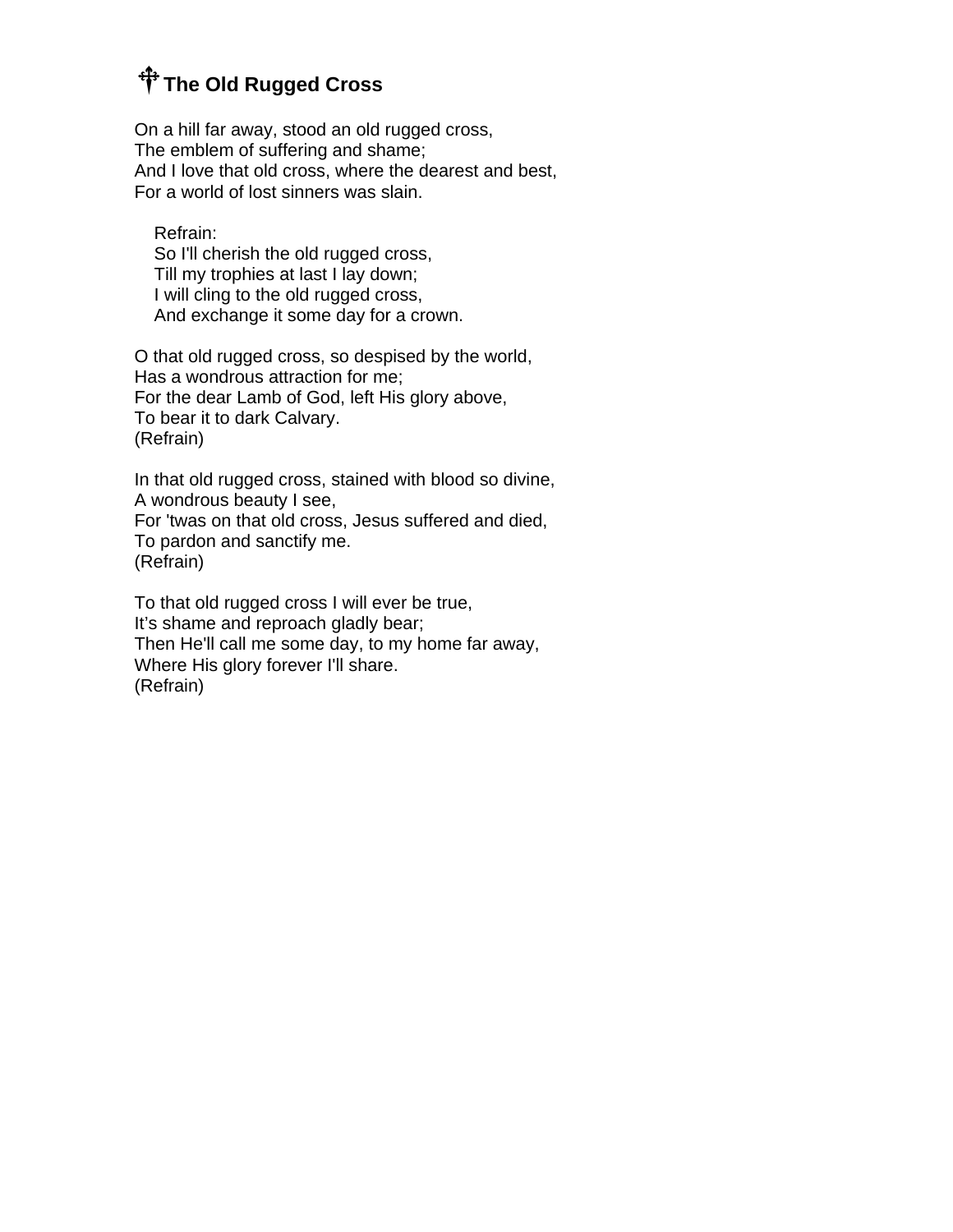# ✝ The Old Rugged Cross

On a hill far away, stood an old rugged cross,
The emblem of suffering and shame;
And I love that old cross, where the dearest and best,
For a world of lost sinners was slain.

> Refrain:
> So I'll cherish the old rugged cross,
> Till my trophies at last I lay down;
> I will cling to the old rugged cross,
> And exchange it some day for a crown.

O that old rugged cross, so despised by the world,
Has a wondrous attraction for me;
For the dear Lamb of God, left His glory above,
To bear it to dark Calvary.
(Refrain)

In that old rugged cross, stained with blood so divine,
A wondrous beauty I see,
For 'twas on that old cross, Jesus suffered and died,
To pardon and sanctify me.
(Refrain)

To that old rugged cross I will ever be true,
It's shame and reproach gladly bear;
Then He'll call me some day, to my home far away,
Where His glory forever I'll share.
(Refrain)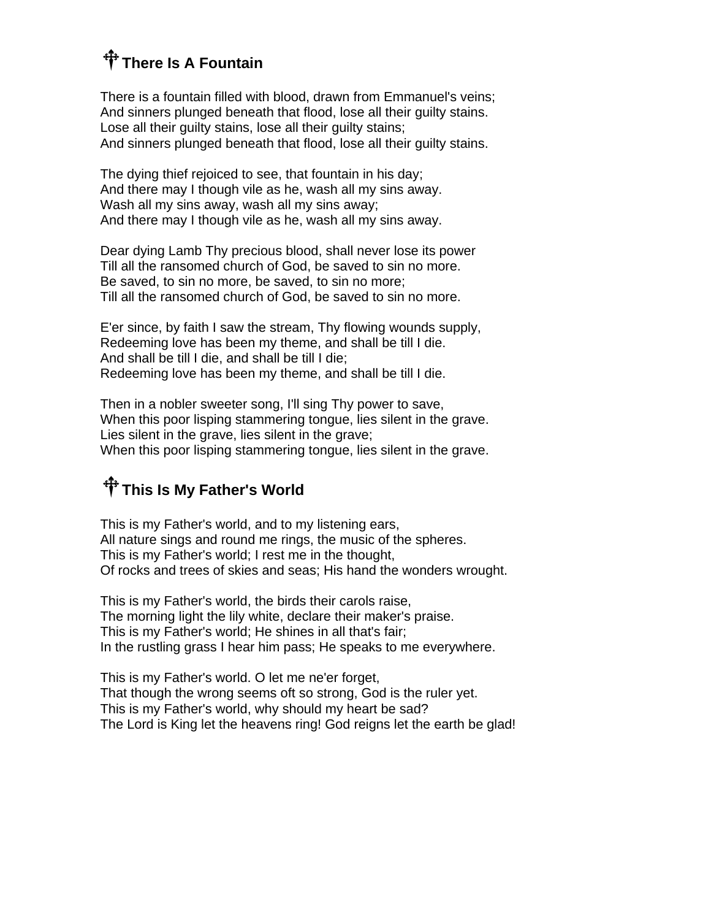## There Is A Fountain

There is a fountain filled with blood, drawn from Emmanuel's veins;
And sinners plunged beneath that flood, lose all their guilty stains.
Lose all their guilty stains, lose all their guilty stains;
And sinners plunged beneath that flood, lose all their guilty stains.

The dying thief rejoiced to see, that fountain in his day;
And there may I though vile as he, wash all my sins away.
Wash all my sins away, wash all my sins away;
And there may I though vile as he, wash all my sins away.

Dear dying Lamb Thy precious blood, shall never lose its power
Till all the ransomed church of God, be saved to sin no more.
Be saved, to sin no more, be saved, to sin no more;
Till all the ransomed church of God, be saved to sin no more.

E'er since, by faith I saw the stream, Thy flowing wounds supply,
Redeeming love has been my theme, and shall be till I die.
And shall be till I die, and shall be till I die;
Redeeming love has been my theme, and shall be till I die.

Then in a nobler sweeter song, I'll sing Thy power to save,
When this poor lisping stammering tongue, lies silent in the grave.
Lies silent in the grave, lies silent in the grave;
When this poor lisping stammering tongue, lies silent in the grave.

## This Is My Father's World

This is my Father's world, and to my listening ears,
All nature sings and round me rings, the music of the spheres.
This is my Father's world; I rest me in the thought,
Of rocks and trees of skies and seas; His hand the wonders wrought.

This is my Father's world, the birds their carols raise,
The morning light the lily white, declare their maker's praise.
This is my Father's world; He shines in all that's fair;
In the rustling grass I hear him pass; He speaks to me everywhere.

This is my Father's world. O let me ne'er forget,
That though the wrong seems oft so strong, God is the ruler yet.
This is my Father's world, why should my heart be sad?
The Lord is King let the heavens ring! God reigns let the earth be glad!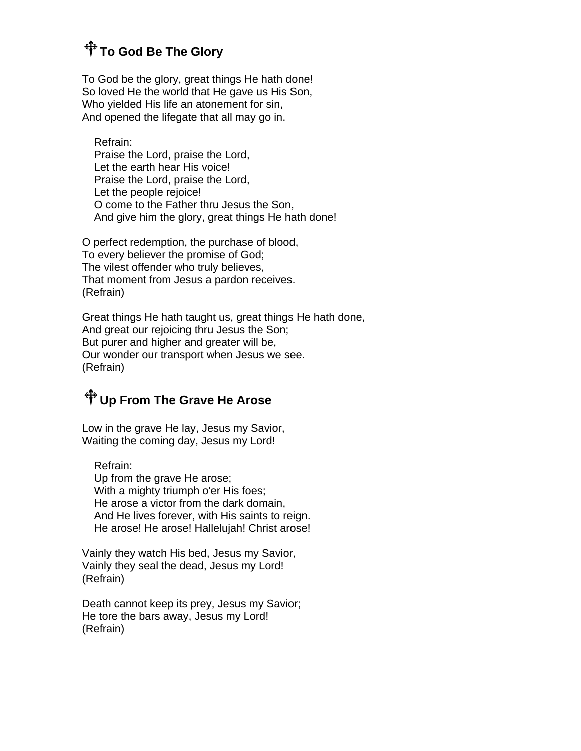## ☨ To God Be The Glory

To God be the glory, great things He hath done!
So loved He the world that He gave us His Son,
Who yielded His life an atonement for sin,
And opened the lifegate that all may go in.

> Refrain:
> Praise the Lord, praise the Lord,
> Let the earth hear His voice!
> Praise the Lord, praise the Lord,
> Let the people rejoice!
> O come to the Father thru Jesus the Son,
> And give him the glory, great things He hath done!

O perfect redemption, the purchase of blood,
To every believer the promise of God;
The vilest offender who truly believes,
That moment from Jesus a pardon receives.
(Refrain)

Great things He hath taught us, great things He hath done,
And great our rejoicing thru Jesus the Son;
But purer and higher and greater will be,
Our wonder our transport when Jesus we see.
(Refrain)

## ☨ Up From The Grave He Arose

Low in the grave He lay, Jesus my Savior,
Waiting the coming day, Jesus my Lord!

> Refrain:
> Up from the grave He arose;
> With a mighty triumph o'er His foes;
> He arose a victor from the dark domain,
> And He lives forever, with His saints to reign.
> He arose! He arose! Hallelujah! Christ arose!

Vainly they watch His bed, Jesus my Savior,
Vainly they seal the dead, Jesus my Lord!
(Refrain)

Death cannot keep its prey, Jesus my Savior;
He tore the bars away, Jesus my Lord!
(Refrain)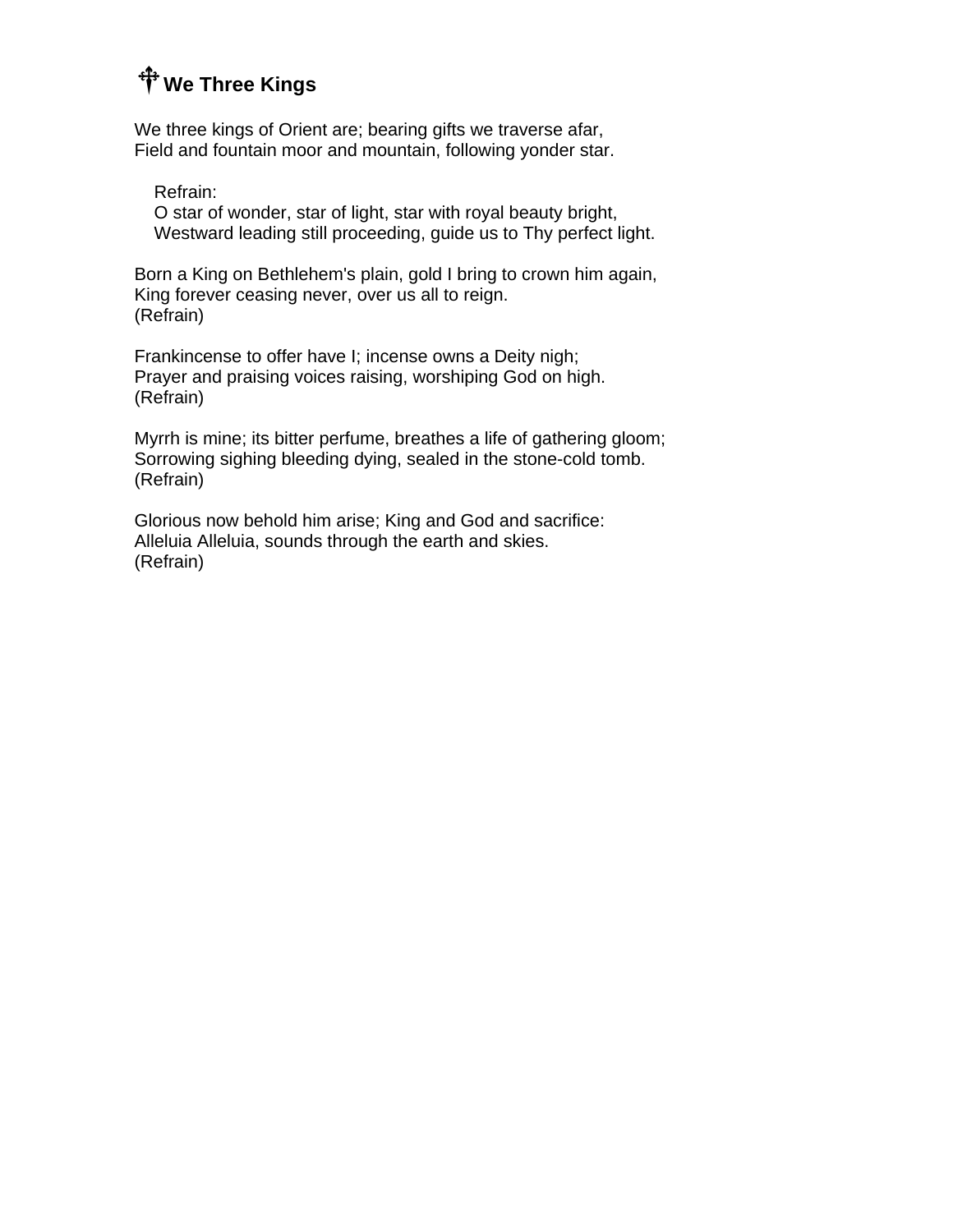## We Three Kings

We three kings of Orient are; bearing gifts we traverse afar,
Field and fountain moor and mountain, following yonder star.

> Refrain:
> O star of wonder, star of light, star with royal beauty bright,
> Westward leading still proceeding, guide us to Thy perfect light.

Born a King on Bethlehem's plain, gold I bring to crown him again,
King forever ceasing never, over us all to reign.
(Refrain)

Frankincense to offer have I; incense owns a Deity nigh;
Prayer and praising voices raising, worshiping God on high.
(Refrain)

Myrrh is mine; its bitter perfume, breathes a life of gathering gloom;
Sorrowing sighing bleeding dying, sealed in the stone-cold tomb.
(Refrain)

Glorious now behold him arise; King and God and sacrifice:
Alleluia Alleluia, sounds through the earth and skies.
(Refrain)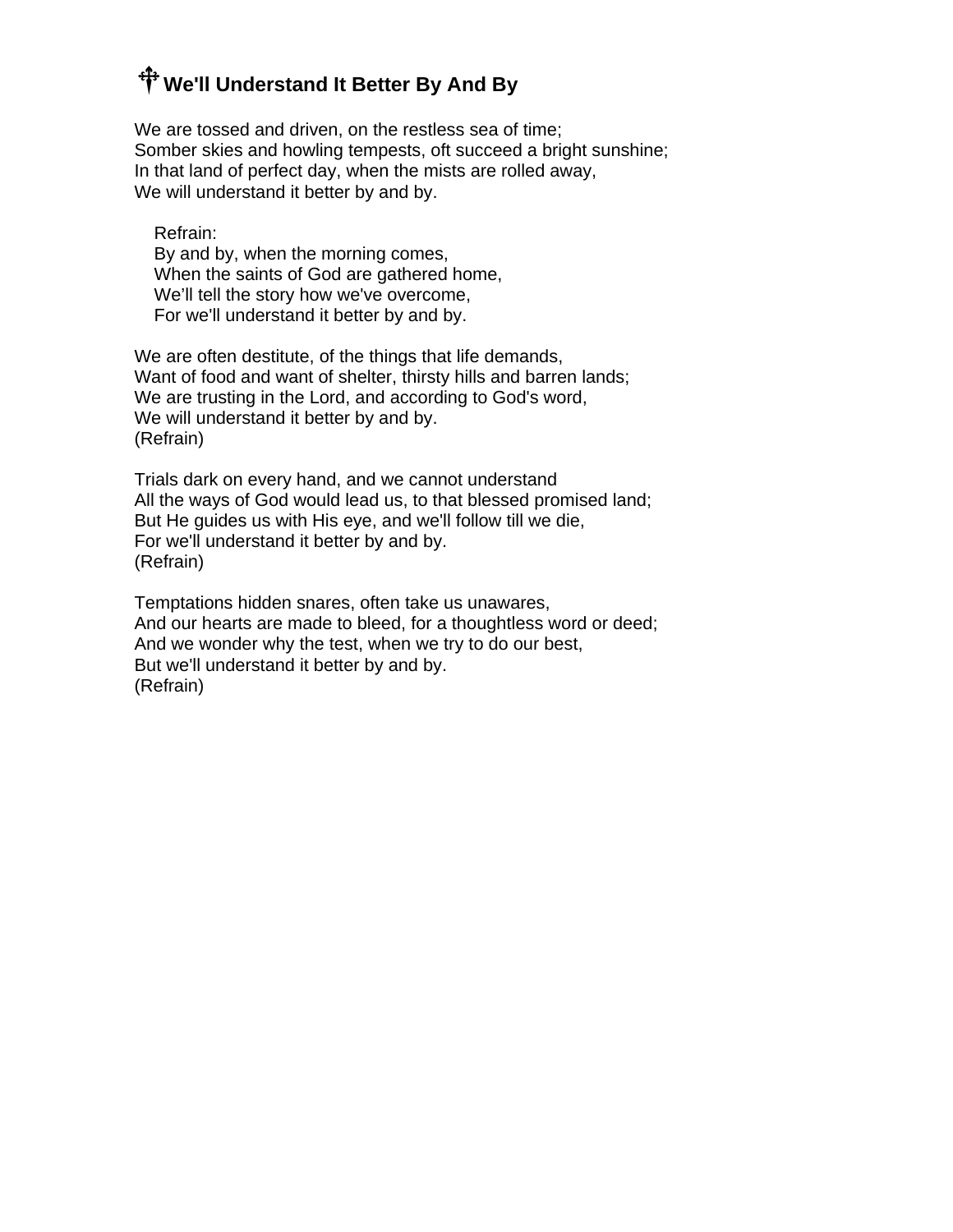## ☩ We'll Understand It Better By And By

We are tossed and driven, on the restless sea of time;
Somber skies and howling tempests, oft succeed a bright sunshine;
In that land of perfect day, when the mists are rolled away,
We will understand it better by and by.

Refrain:
By and by, when the morning comes,
When the saints of God are gathered home,
We’ll tell the story how we've overcome,
For we'll understand it better by and by.

We are often destitute, of the things that life demands,
Want of food and want of shelter, thirsty hills and barren lands;
We are trusting in the Lord, and according to God's word,
We will understand it better by and by.
(Refrain)

Trials dark on every hand, and we cannot understand
All the ways of God would lead us, to that blessed promised land;
But He guides us with His eye, and we'll follow till we die,
For we'll understand it better by and by.
(Refrain)

Temptations hidden snares, often take us unawares,
And our hearts are made to bleed, for a thoughtless word or deed;
And we wonder why the test, when we try to do our best,
But we'll understand it better by and by.
(Refrain)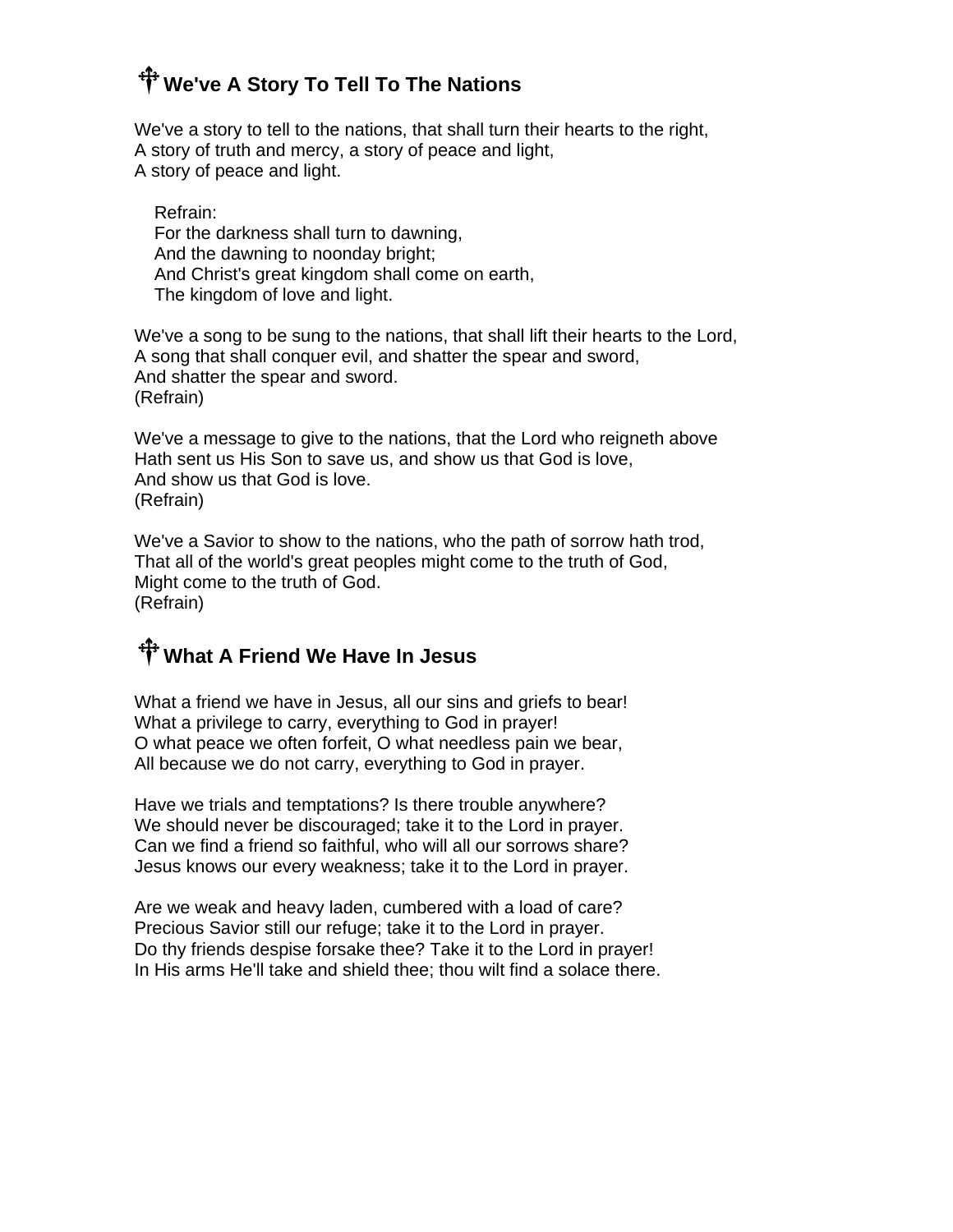## ☩ We've A Story To Tell To The Nations

We've a story to tell to the nations, that shall turn their hearts to the right,
A story of truth and mercy, a story of peace and light,
A story of peace and light.

Refrain:
For the darkness shall turn to dawning,
And the dawning to noonday bright;
And Christ's great kingdom shall come on earth,
The kingdom of love and light.

We've a song to be sung to the nations, that shall lift their hearts to the Lord,
A song that shall conquer evil, and shatter the spear and sword,
And shatter the spear and sword.
(Refrain)

We've a message to give to the nations, that the Lord who reigneth above
Hath sent us His Son to save us, and show us that God is love,
And show us that God is love.
(Refrain)

We've a Savior to show to the nations, who the path of sorrow hath trod,
That all of the world's great peoples might come to the truth of God,
Might come to the truth of God.
(Refrain)

## ☩ What A Friend We Have In Jesus

What a friend we have in Jesus, all our sins and griefs to bear!
What a privilege to carry, everything to God in prayer!
O what peace we often forfeit, O what needless pain we bear,
All because we do not carry, everything to God in prayer.

Have we trials and temptations? Is there trouble anywhere?
We should never be discouraged; take it to the Lord in prayer.
Can we find a friend so faithful, who will all our sorrows share?
Jesus knows our every weakness; take it to the Lord in prayer.

Are we weak and heavy laden, cumbered with a load of care?
Precious Savior still our refuge; take it to the Lord in prayer.
Do thy friends despise forsake thee? Take it to the Lord in prayer!
In His arms He'll take and shield thee; thou wilt find a solace there.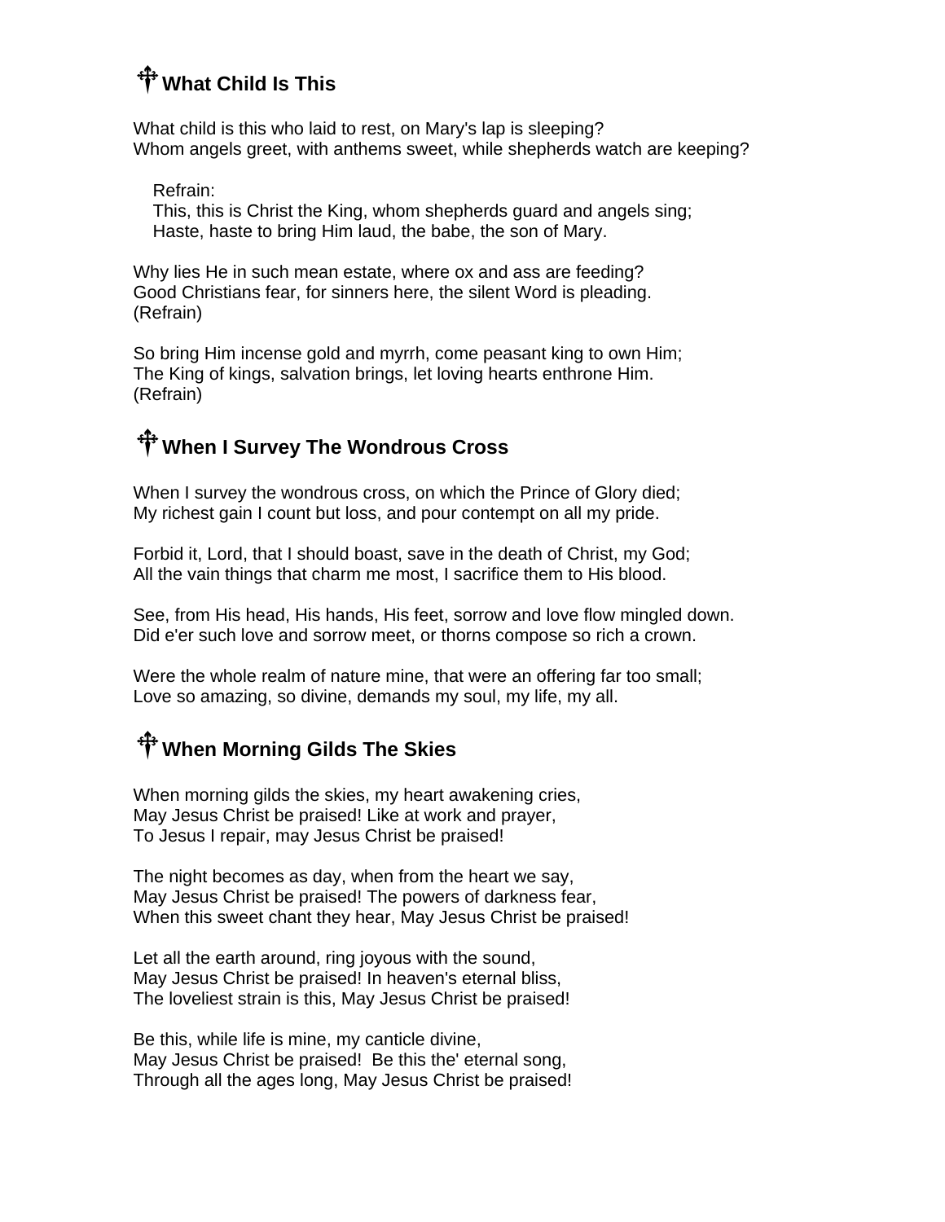## ☩ What Child Is This

What child is this who laid to rest, on Mary's lap is sleeping?
Whom angels greet, with anthems sweet, while shepherds watch are keeping?

Refrain:
This, this is Christ the King, whom shepherds guard and angels sing;
Haste, haste to bring Him laud, the babe, the son of Mary.

Why lies He in such mean estate, where ox and ass are feeding?
Good Christians fear, for sinners here, the silent Word is pleading.
(Refrain)

So bring Him incense gold and myrrh, come peasant king to own Him;
The King of kings, salvation brings, let loving hearts enthrone Him.
(Refrain)

## ☩ When I Survey The Wondrous Cross

When I survey the wondrous cross, on which the Prince of Glory died;
My richest gain I count but loss, and pour contempt on all my pride.

Forbid it, Lord, that I should boast, save in the death of Christ, my God;
All the vain things that charm me most, I sacrifice them to His blood.

See, from His head, His hands, His feet, sorrow and love flow mingled down.
Did e'er such love and sorrow meet, or thorns compose so rich a crown.

Were the whole realm of nature mine, that were an offering far too small;
Love so amazing, so divine, demands my soul, my life, my all.

## ☩ When Morning Gilds The Skies

When morning gilds the skies, my heart awakening cries,
May Jesus Christ be praised! Like at work and prayer,
To Jesus I repair, may Jesus Christ be praised!

The night becomes as day, when from the heart we say,
May Jesus Christ be praised! The powers of darkness fear,
When this sweet chant they hear, May Jesus Christ be praised!

Let all the earth around, ring joyous with the sound,
May Jesus Christ be praised! In heaven's eternal bliss,
The loveliest strain is this, May Jesus Christ be praised!

Be this, while life is mine, my canticle divine,
May Jesus Christ be praised! Be this the' eternal song,
Through all the ages long, May Jesus Christ be praised!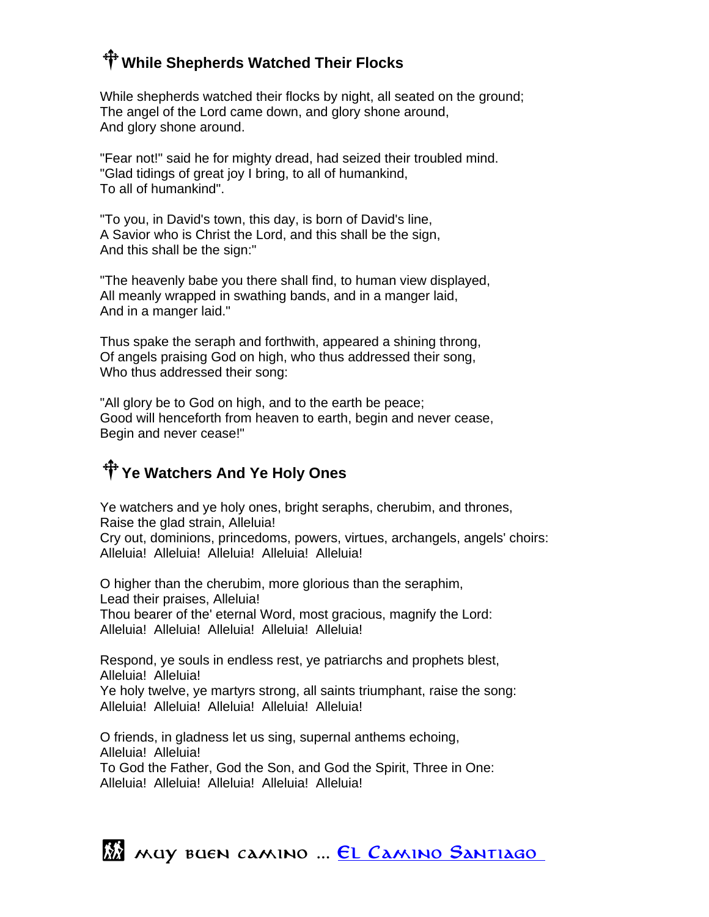## ☩ While Shepherds Watched Their Flocks

While shepherds watched their flocks by night, all seated on the ground;
The angel of the Lord came down, and glory shone around,
And glory shone around.

"Fear not!" said he for mighty dread, had seized their troubled mind.
"Glad tidings of great joy I bring, to all of humankind,
To all of humankind".

"To you, in David's town, this day, is born of David's line,
A Savior who is Christ the Lord, and this shall be the sign,
And this shall be the sign:"

"The heavenly babe you there shall find, to human view displayed,
All meanly wrapped in swathing bands, and in a manger laid,
And in a manger laid."

Thus spake the seraph and forthwith, appeared a shining throng,
Of angels praising God on high, who thus addressed their song,
Who thus addressed their song:

"All glory be to God on high, and to the earth be peace;
Good will henceforth from heaven to earth, begin and never cease,
Begin and never cease!"

## ☩ Ye Watchers And Ye Holy Ones

Ye watchers and ye holy ones, bright seraphs, cherubim, and thrones,
Raise the glad strain, Alleluia!
Cry out, dominions, princedoms, powers, virtues, archangels, angels' choirs:
Alleluia! Alleluia! Alleluia! Alleluia! Alleluia!

O higher than the cherubim, more glorious than the seraphim,
Lead their praises, Alleluia!
Thou bearer of the' eternal Word, most gracious, magnify the Lord:
Alleluia! Alleluia! Alleluia! Alleluia! Alleluia!

Respond, ye souls in endless rest, ye patriarchs and prophets blest,
Alleluia! Alleluia!
Ye holy twelve, ye martyrs strong, all saints triumphant, raise the song:
Alleluia! Alleluia! Alleluia! Alleluia! Alleluia!

O friends, in gladness let us sing, supernal anthems echoing,
Alleluia! Alleluia!
To God the Father, God the Son, and God the Spirit, Three in One:
Alleluia! Alleluia! Alleluia! Alleluia! Alleluia!

Muy buen camino ... El Camino Santiago